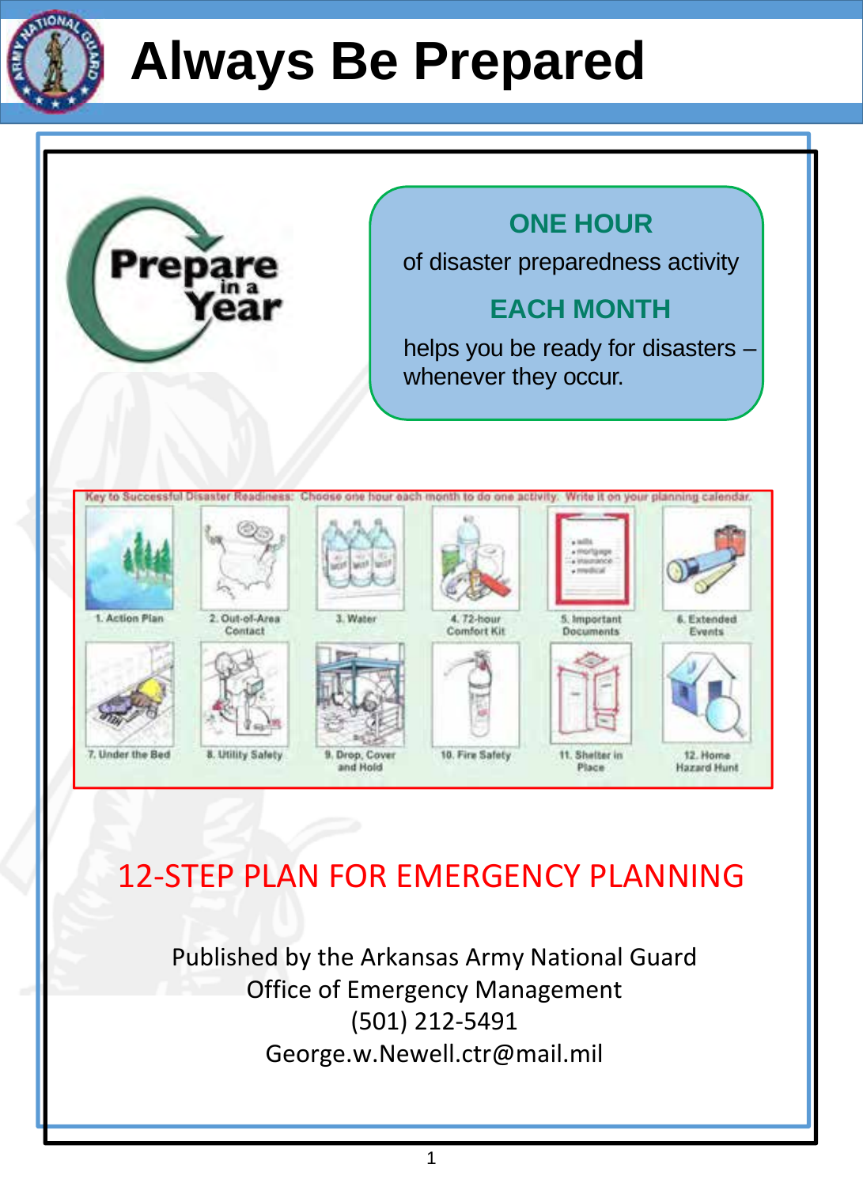# Always Be Prepared

Prepare in a Year

**ONE HOUR**

of disaster preparedness activity

**EACH MONTH**

helps you be ready for disasters – whenever they occur.

Key to Successful Disaster Readiness: Choose one hour each month to do one activity. Write it on your planning calendar.

1. Action Plan
2. Out-of-Area Contact
3. Water
4. 72-hour Comfort Kit
5. Important Documents
6. Extended Events
7. Under the Bed
8. Utility Safety
9. Drop, Cover and Hold
10. Fire Safety
11. Shelter in Place
12. Home Hazard Hunt

## 12-STEP PLAN FOR EMERGENCY PLANNING

Published by the Arkansas Army National Guard
Office of Emergency Management
(501) 212-5491
George.w.Newell.ctr@mail.mil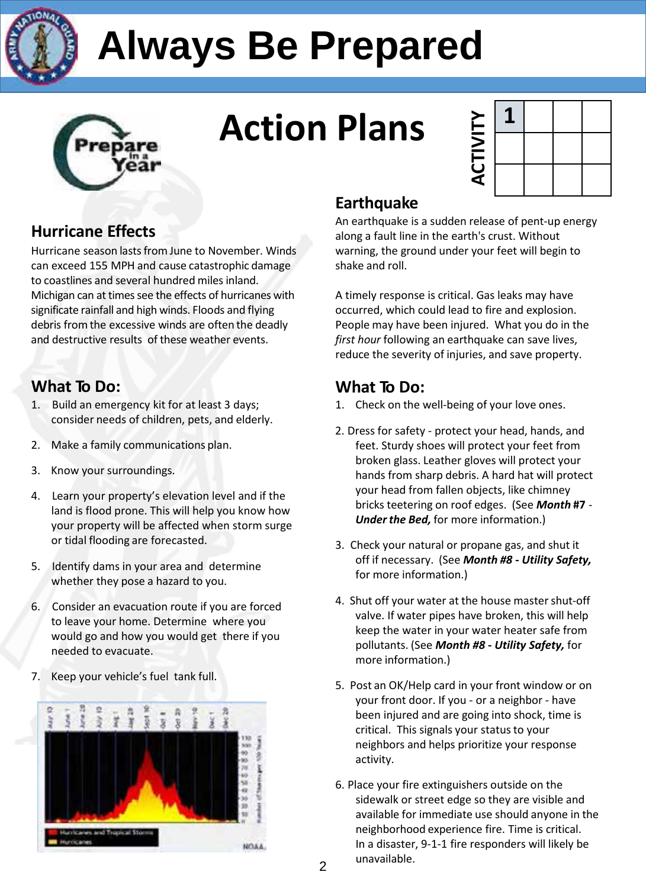# Always Be Prepared

## Action Plans

ACTIVITY 1

### Hurricane Effects

Hurricane season lasts from June to November. Winds can exceed 155 MPH and cause catastrophic damage to coastlines and several hundred miles inland. Michigan can at times see the effects of hurricanes with significate rainfall and high winds. Floods and flying debris from the excessive winds are often the deadly and destructive results of these weather events.

### What To Do:

1. Build an emergency kit for at least 3 days; consider needs of children, pets, and elderly.
2. Make a family communications plan.
3. Know your surroundings.
4. Learn your property's elevation level and if the land is flood prone. This will help you know how your property will be affected when storm surge or tidal flooding are forecasted.
5. Identify dams in your area and determine whether they pose a hazard to you.
6. Consider an evacuation route if you are forced to leave your home. Determine where you would go and how you would get there if you needed to evacuate.
7. Keep your vehicle's fuel tank full.

### Earthquake

An earthquake is a sudden release of pent-up energy along a fault line in the earth's crust. Without warning, the ground under your feet will begin to shake and roll.

A timely response is critical. Gas leaks may have occurred, which could lead to fire and explosion. People may have been injured. What you do in the *first hour* following an earthquake can save lives, reduce the severity of injuries, and save property.

### What To Do:

1. Check on the well-being of your love ones.
2. Dress for safety - protect your head, hands, and feet. Sturdy shoes will protect your feet from broken glass. Leather gloves will protect your hands from sharp debris. A hard hat will protect your head from fallen objects, like chimney bricks teetering on roof edges. (See ***Month* #7** - ***Under the Bed,*** for more information.)
3. Check your natural or propane gas, and shut it off if necessary. (See ***Month #8 - Utility Safety,*** for more information.)
4. Shut off your water at the house master shut-off valve. If water pipes have broken, this will help keep the water in your water heater safe from pollutants. (See ***Month #8 - Utility Safety,*** for more information.)
5. Post an OK/Help card in your front window or on your front door. If you - or a neighbor - have been injured and are going into shock, time is critical. This signals your status to your neighbors and helps prioritize your response activity.
6. Place your fire extinguishers outside on the sidewalk or street edge so they are visible and available for immediate use should anyone in the neighborhood experience fire. Time is critical. In a disaster, 9-1-1 fire responders will likely be unavailable.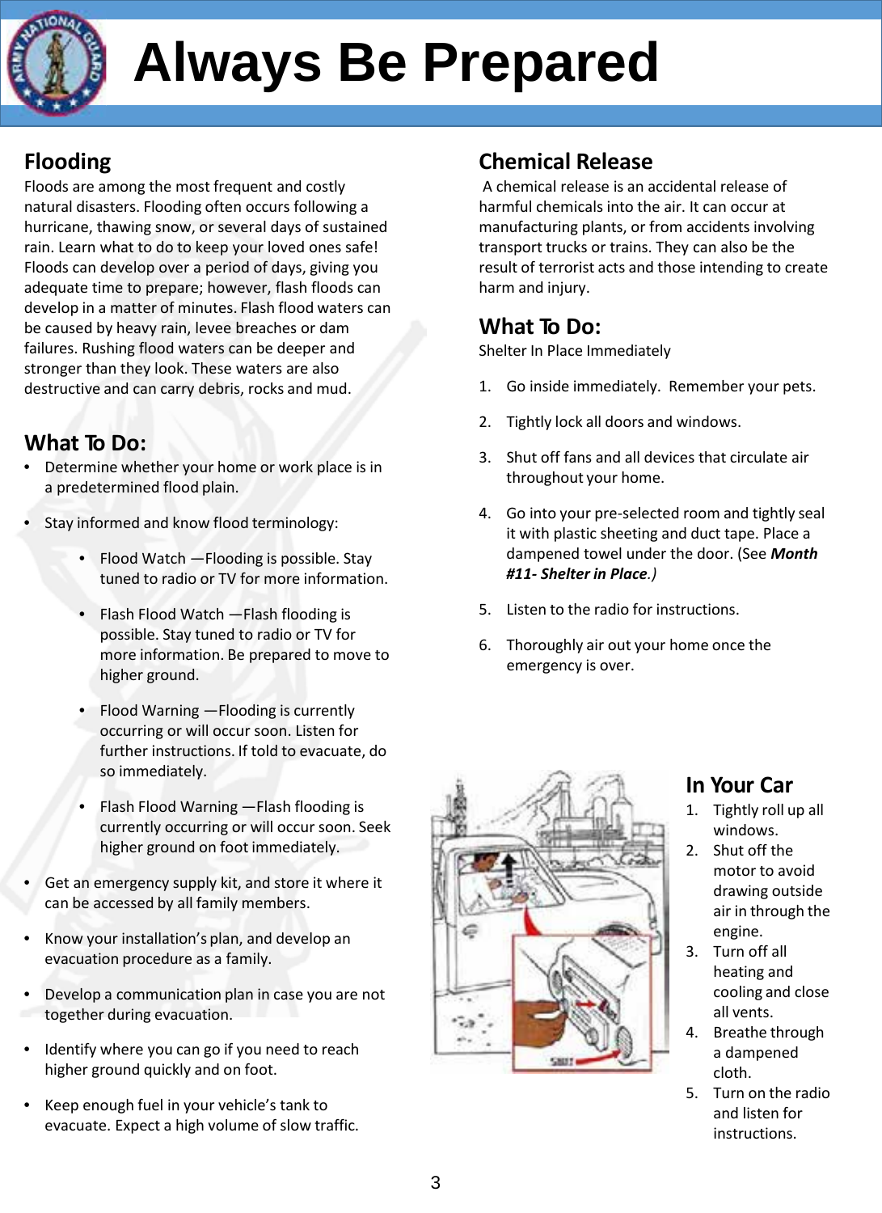# Always Be Prepared

## Flooding

Floods are among the most frequent and costly natural disasters. Flooding often occurs following a hurricane, thawing snow, or several days of sustained rain. Learn what to do to keep your loved ones safe! Floods can develop over a period of days, giving you adequate time to prepare; however, flash floods can develop in a matter of minutes. Flash flood waters can be caused by heavy rain, levee breaches or dam failures. Rushing flood waters can be deeper and stronger than they look. These waters are also destructive and can carry debris, rocks and mud.

### What To Do:

- Determine whether your home or work place is in a predetermined flood plain.
- Stay informed and know flood terminology:
  - Flood Watch —Flooding is possible. Stay tuned to radio or TV for more information.
  - Flash Flood Watch —Flash flooding is possible. Stay tuned to radio or TV for more information. Be prepared to move to higher ground.
  - Flood Warning —Flooding is currently occurring or will occur soon. Listen for further instructions. If told to evacuate, do so immediately.
  - Flash Flood Warning —Flash flooding is currently occurring or will occur soon. Seek higher ground on foot immediately.
- Get an emergency supply kit, and store it where it can be accessed by all family members.
- Know your installation's plan, and develop an evacuation procedure as a family.
- Develop a communication plan in case you are not together during evacuation.
- Identify where you can go if you need to reach higher ground quickly and on foot.
- Keep enough fuel in your vehicle's tank to evacuate. Expect a high volume of slow traffic.

## Chemical Release

A chemical release is an accidental release of harmful chemicals into the air. It can occur at manufacturing plants, or from accidents involving transport trucks or trains. They can also be the result of terrorist acts and those intending to create harm and injury.

### What To Do:

Shelter In Place Immediately

1. Go inside immediately. Remember your pets.
2. Tightly lock all doors and windows.
3. Shut off fans and all devices that circulate air throughout your home.
4. Go into your pre-selected room and tightly seal it with plastic sheeting and duct tape. Place a dampened towel under the door. (See ***Month #11- Shelter in Place****.)*
5. Listen to the radio for instructions.
6. Thoroughly air out your home once the emergency is over.

### In Your Car

1. Tightly roll up all windows.
2. Shut off the motor to avoid drawing outside air in through the engine.
3. Turn off all heating and cooling and close all vents.
4. Breathe through a dampened cloth.
5. Turn on the radio and listen for instructions.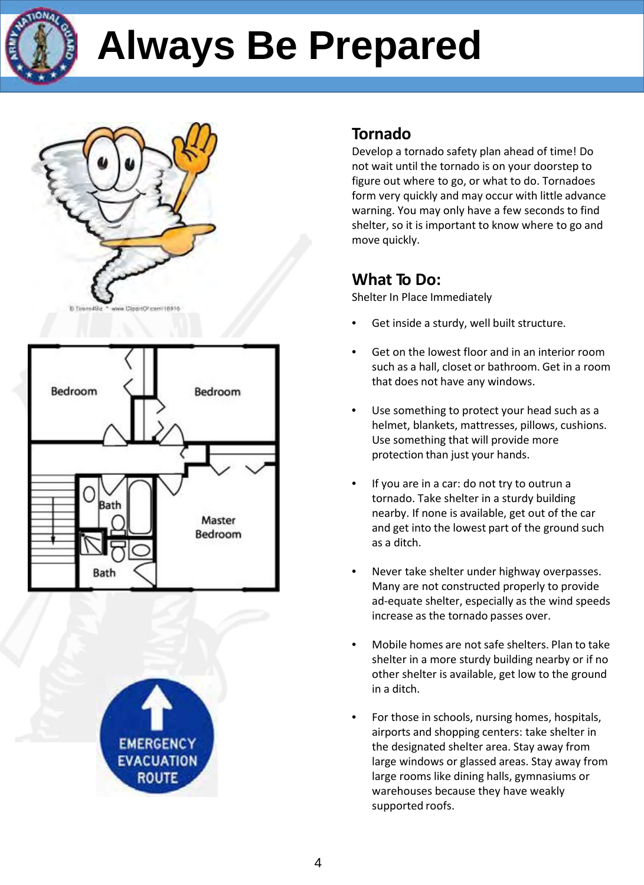# Always Be Prepared

## Tornado

Develop a tornado safety plan ahead of time! Do not wait until the tornado is on your doorstep to figure out where to go, or what to do. Tornadoes form very quickly and may occur with little advance warning. You may only have a few seconds to find shelter, so it is important to know where to go and move quickly.

## What To Do:

Shelter In Place Immediately

- Get inside a sturdy, well built structure.
- Get on the lowest floor and in an interior room such as a hall, closet or bathroom. Get in a room that does not have any windows.
- Use something to protect your head such as a helmet, blankets, mattresses, pillows, cushions. Use something that will provide more protection than just your hands.
- If you are in a car: do not try to outrun a tornado. Take shelter in a sturdy building nearby. If none is available, get out of the car and get into the lowest part of the ground such as a ditch.
- Never take shelter under highway overpasses. Many are not constructed properly to provide ad-equate shelter, especially as the wind speeds increase as the tornado passes over.
- Mobile homes are not safe shelters. Plan to take shelter in a more sturdy building nearby or if no other shelter is available, get low to the ground in a ditch.
- For those in schools, nursing homes, hospitals, airports and shopping centers: take shelter in the designated shelter area. Stay away from large windows or glassed areas. Stay away from large rooms like dining halls, gymnasiums or warehouses because they have weakly supported roofs.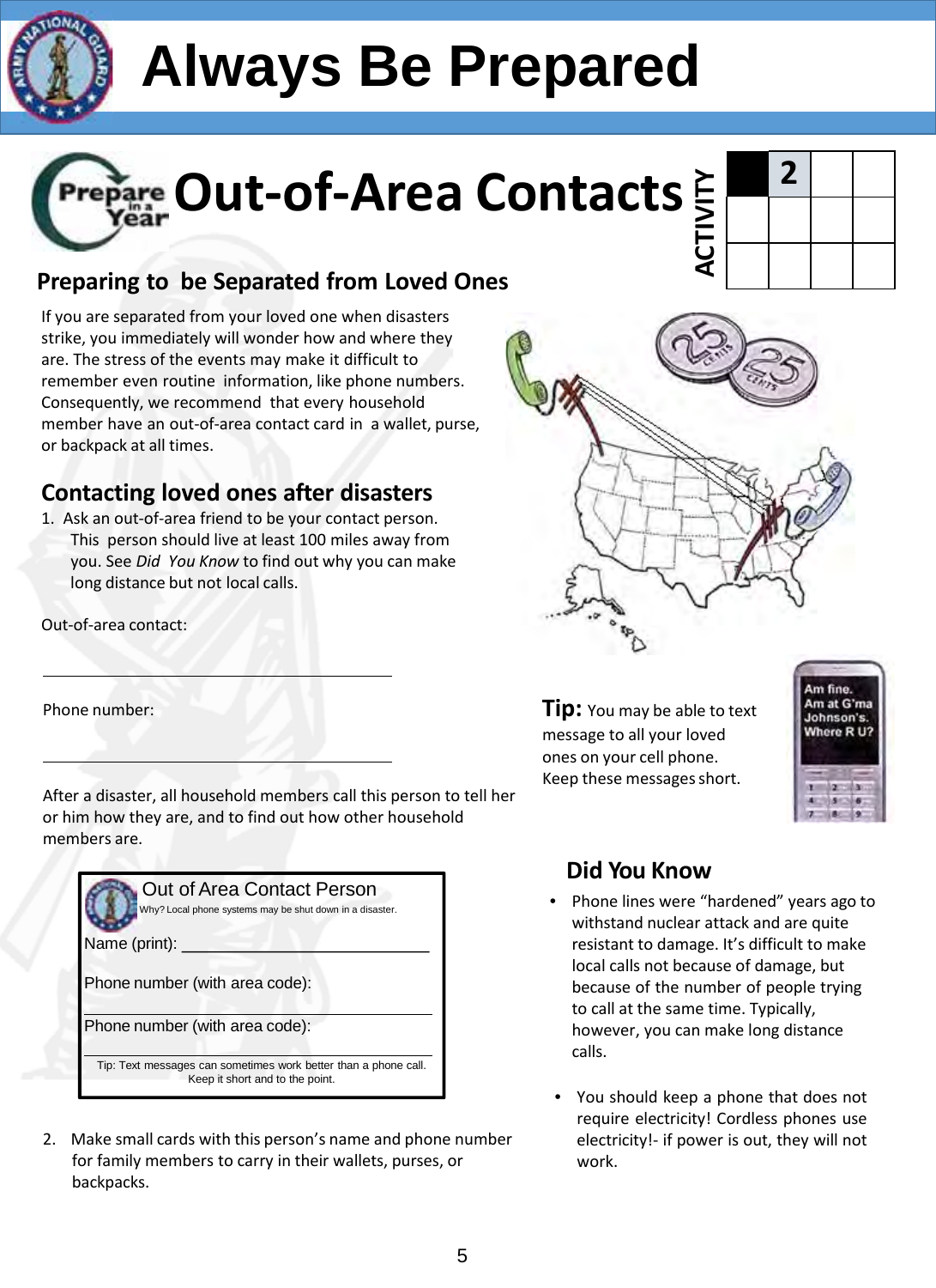# Always Be Prepared

## Out-of-Area Contacts

ACTIVITY 2

### Preparing to be Separated from Loved Ones

If you are separated from your loved one when disasters strike, you immediately will wonder how and where they are. The stress of the events may make it difficult to remember even routine information, like phone numbers. Consequently, we recommend that every household member have an out-of-area contact card in a wallet, purse, or backpack at all times.

### Contacting loved ones after disasters

1. Ask an out-of-area friend to be your contact person. This person should live at least 100 miles away from you. See *Did You Know* to find out why you can make long distance but not local calls.

Out-of-area contact:

\_\_\_\_\_\_\_\_\_\_\_\_\_\_\_\_\_\_\_\_\_\_\_\_\_\_\_\_\_\_\_\_\_\_\_\_

Phone number:

\_\_\_\_\_\_\_\_\_\_\_\_\_\_\_\_\_\_\_\_\_\_\_\_\_\_\_\_\_\_\_\_\_\_\_\_

After a disaster, all household members call this person to tell her or him how they are, and to find out how other household members are.

> **Out of Area Contact Person**
>
> Why? Local phone systems may be shut down in a disaster.
>
> Name (print): \_\_\_\_\_\_\_\_\_\_\_\_\_\_\_\_\_\_\_\_\_\_\_\_\_\_
>
> Phone number (with area code): \_\_\_\_\_\_\_\_\_\_\_\_\_\_\_\_\_\_\_\_
>
> Phone number (with area code): \_\_\_\_\_\_\_\_\_\_\_\_\_\_\_\_\_\_\_\_
>
> Tip: Text messages can sometimes work better than a phone call. Keep it short and to the point.

2. Make small cards with this person's name and phone number for family members to carry in their wallets, purses, or backpacks.

**Tip:** You may be able to text message to all your loved ones on your cell phone. Keep these messages short.

### Did You Know

- Phone lines were "hardened" years ago to withstand nuclear attack and are quite resistant to damage. It's difficult to make local calls not because of damage, but because of the number of people trying to call at the same time. Typically, however, you can make long distance calls.
- You should keep a phone that does not require electricity! Cordless phones use electricity!- if power is out, they will not work.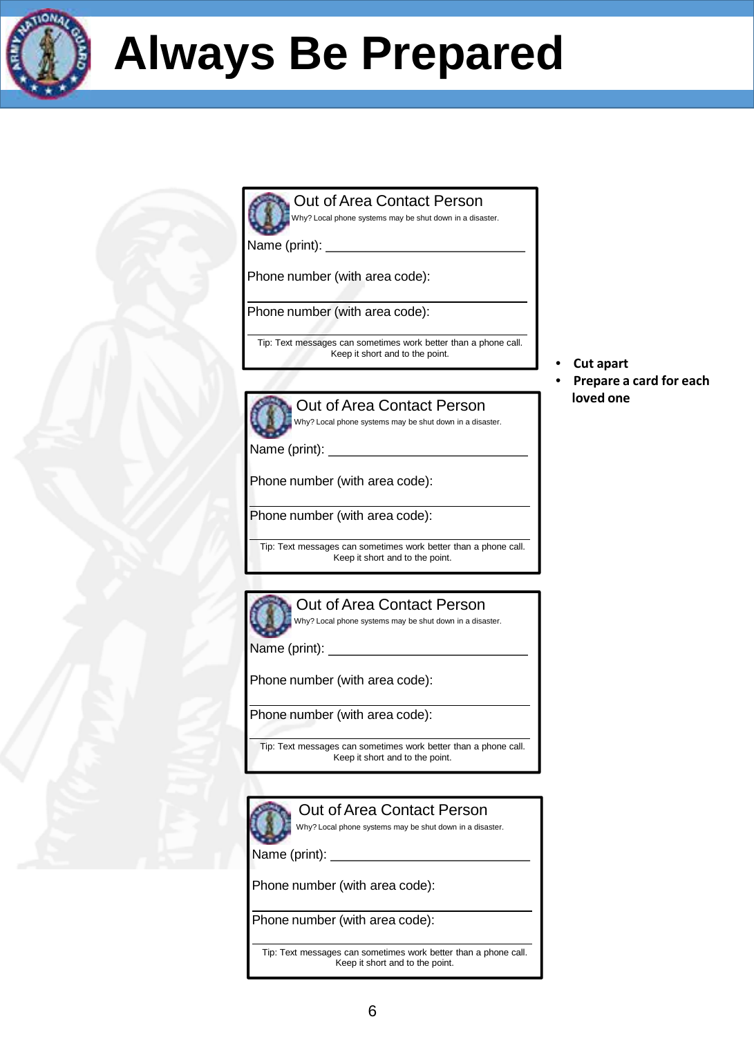# Always Be Prepared

- Cut apart
- Prepare a card for each loved one

**Out of Area Contact Person**

Why? Local phone systems may be shut down in a disaster.

Name (print): ____________________________

Phone number (with area code):

____________________________

Phone number (with area code):

____________________________

Tip: Text messages can sometimes work better than a phone call. Keep it short and to the point.

**Out of Area Contact Person**

Why? Local phone systems may be shut down in a disaster.

Name (print): ____________________________

Phone number (with area code):

____________________________

Phone number (with area code):

____________________________

Tip: Text messages can sometimes work better than a phone call. Keep it short and to the point.

**Out of Area Contact Person**

Why? Local phone systems may be shut down in a disaster.

Name (print): ____________________________

Phone number (with area code):

____________________________

Phone number (with area code):

____________________________

Tip: Text messages can sometimes work better than a phone call. Keep it short and to the point.

**Out of Area Contact Person**

Why? Local phone systems may be shut down in a disaster.

Name (print): ____________________________

Phone number (with area code):

____________________________

Phone number (with area code):

____________________________

Tip: Text messages can sometimes work better than a phone call. Keep it short and to the point.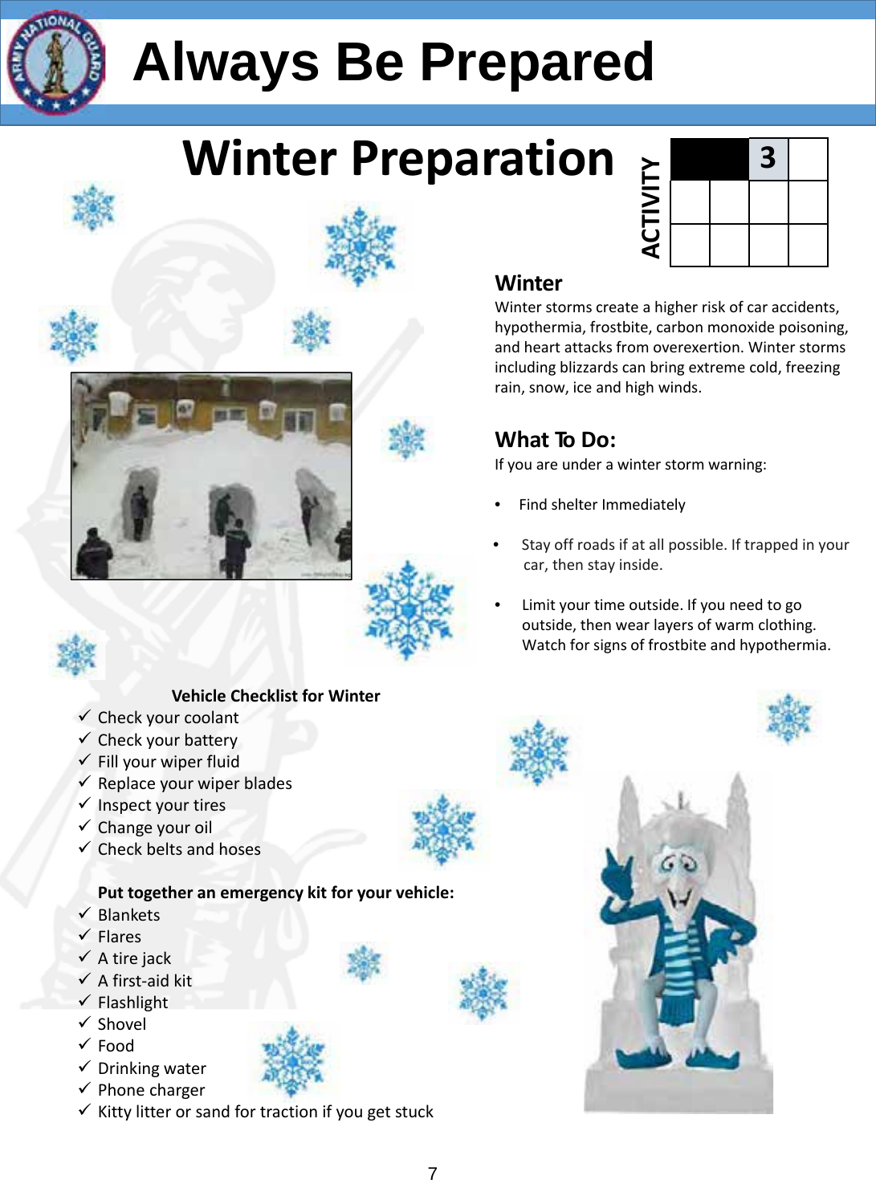# Always Be Prepared

## Winter Preparation

ACTIVITY 3

### Winter

Winter storms create a higher risk of car accidents, hypothermia, frostbite, carbon monoxide poisoning, and heart attacks from overexertion. Winter storms including blizzards can bring extreme cold, freezing rain, snow, ice and high winds.

### What To Do:

If you are under a winter storm warning:

- Find shelter Immediately
- Stay off roads if at all possible. If trapped in your car, then stay inside.
- Limit your time outside. If you need to go outside, then wear layers of warm clothing. Watch for signs of frostbite and hypothermia.

**Vehicle Checklist for Winter**

- ✓ Check your coolant
- ✓ Check your battery
- ✓ Fill your wiper fluid
- ✓ Replace your wiper blades
- ✓ Inspect your tires
- ✓ Change your oil
- ✓ Check belts and hoses

**Put together an emergency kit for your vehicle:**

- ✓ Blankets
- ✓ Flares
- ✓ A tire jack
- ✓ A first-aid kit
- ✓ Flashlight
- ✓ Shovel
- ✓ Food
- ✓ Drinking water
- ✓ Phone charger
- ✓ Kitty litter or sand for traction if you get stuck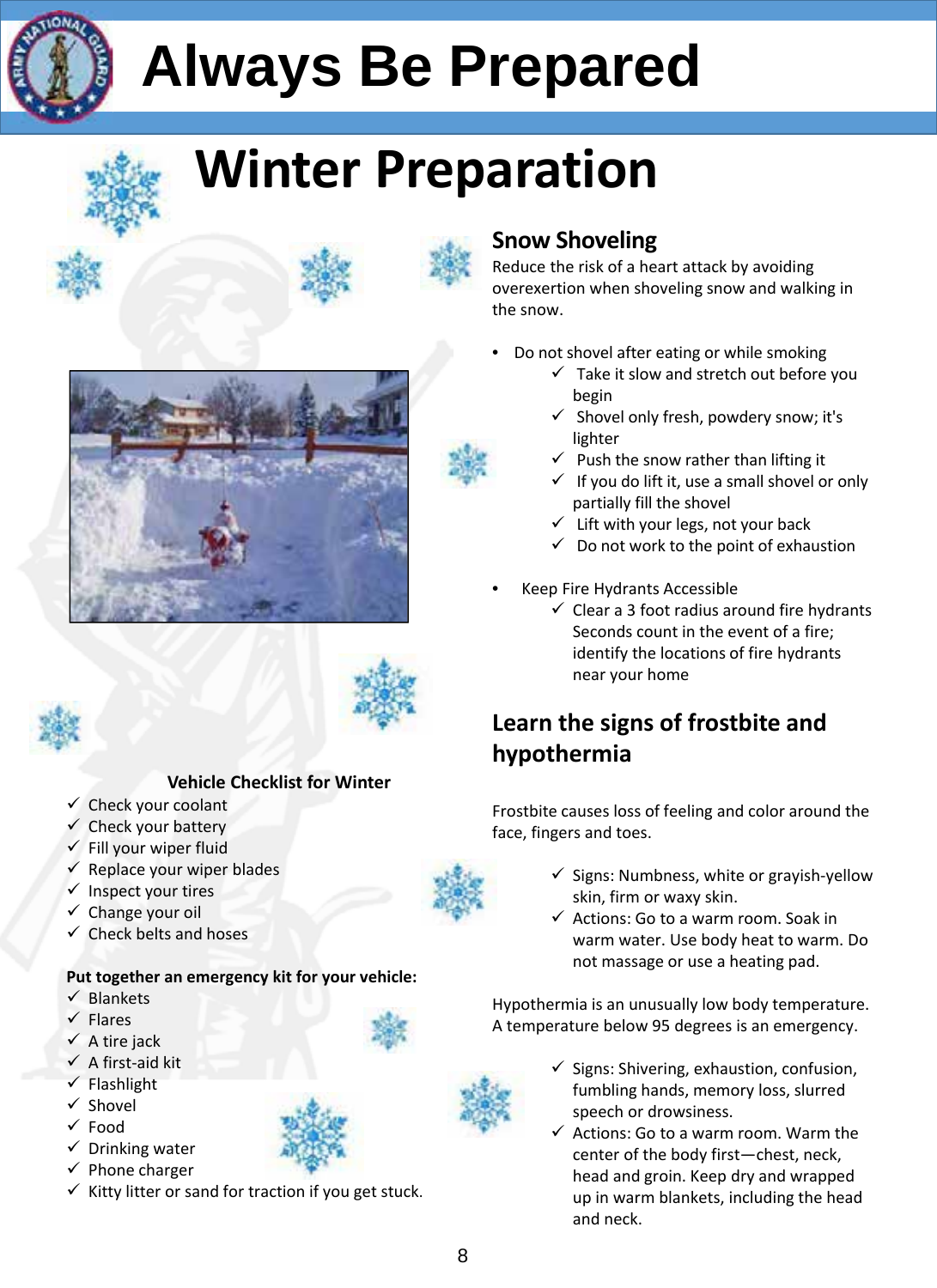# Always Be Prepared

## Winter Preparation

### Snow Shoveling

Reduce the risk of a heart attack by avoiding overexertion when shoveling snow and walking in the snow.

- Do not shovel after eating or while smoking
  - ✓ Take it slow and stretch out before you begin
  - ✓ Shovel only fresh, powdery snow; it's lighter
  - ✓ Push the snow rather than lifting it
  - ✓ If you do lift it, use a small shovel or only partially fill the shovel
  - ✓ Lift with your legs, not your back
  - ✓ Do not work to the point of exhaustion

- Keep Fire Hydrants Accessible
  - ✓ Clear a 3 foot radius around fire hydrants Seconds count in the event of a fire; identify the locations of fire hydrants near your home

### Learn the signs of frostbite and hypothermia

Frostbite causes loss of feeling and color around the face, fingers and toes.

- ✓ Signs: Numbness, white or grayish-yellow skin, firm or waxy skin.
- ✓ Actions: Go to a warm room. Soak in warm water. Use body heat to warm. Do not massage or use a heating pad.

Hypothermia is an unusually low body temperature. A temperature below 95 degrees is an emergency.

- ✓ Signs: Shivering, exhaustion, confusion, fumbling hands, memory loss, slurred speech or drowsiness.
- ✓ Actions: Go to a warm room. Warm the center of the body first—chest, neck, head and groin. Keep dry and wrapped up in warm blankets, including the head and neck.

**Vehicle Checklist for Winter**

- ✓ Check your coolant
- ✓ Check your battery
- ✓ Fill your wiper fluid
- ✓ Replace your wiper blades
- ✓ Inspect your tires
- ✓ Change your oil
- ✓ Check belts and hoses

**Put together an emergency kit for your vehicle:**

- ✓ Blankets
- ✓ Flares
- ✓ A tire jack
- ✓ A first-aid kit
- ✓ Flashlight
- ✓ Shovel
- ✓ Food
- ✓ Drinking water
- ✓ Phone charger
- ✓ Kitty litter or sand for traction if you get stuck.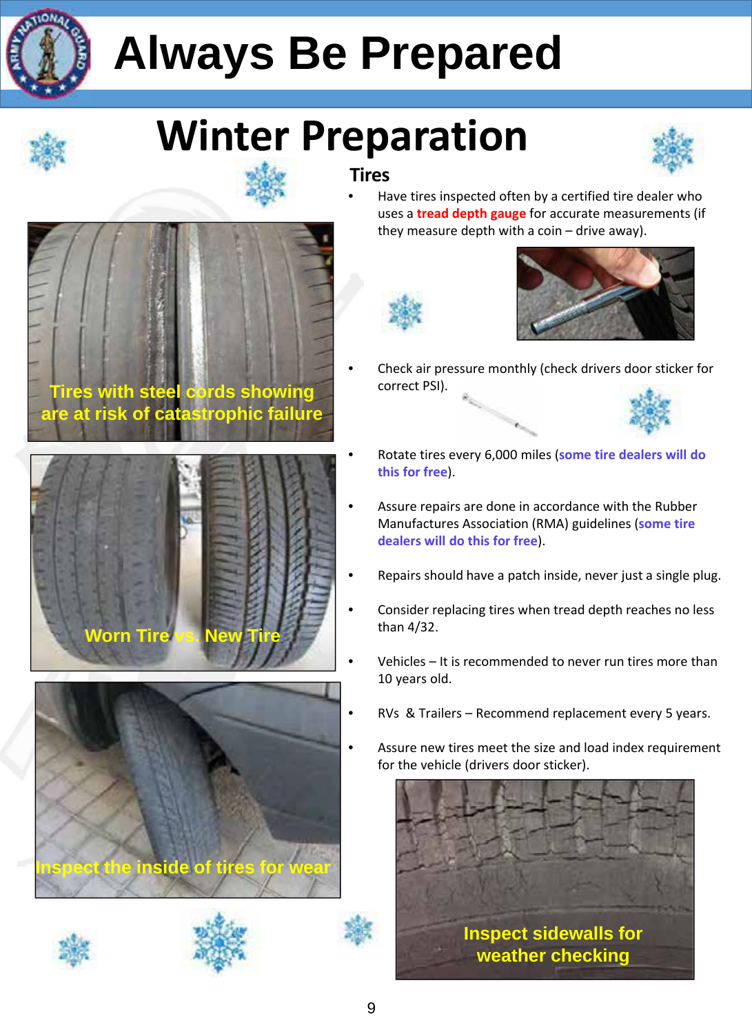# Always Be Prepared

## Winter Preparation

### Tires

- Have tires inspected often by a certified tire dealer who uses a **tread depth gauge** for accurate measurements (if they measure depth with a coin – drive away).
- Check air pressure monthly (check drivers door sticker for correct PSI).
- Rotate tires every 6,000 miles (**some tire dealers will do this for free**).
- Assure repairs are done in accordance with the Rubber Manufactures Association (RMA) guidelines (**some tire dealers will do this for free**).
- Repairs should have a patch inside, never just a single plug.
- Consider replacing tires when tread depth reaches no less than 4/32.
- Vehicles – It is recommended to never run tires more than 10 years old.
- RVs & Trailers – Recommend replacement every 5 years.
- Assure new tires meet the size and load index requirement for the vehicle (drivers door sticker).

Tires with steel cords showing are at risk of catastrophic failure

Worn Tire vs. New Tire

Inspect the inside of tires for wear

Inspect sidewalls for weather checking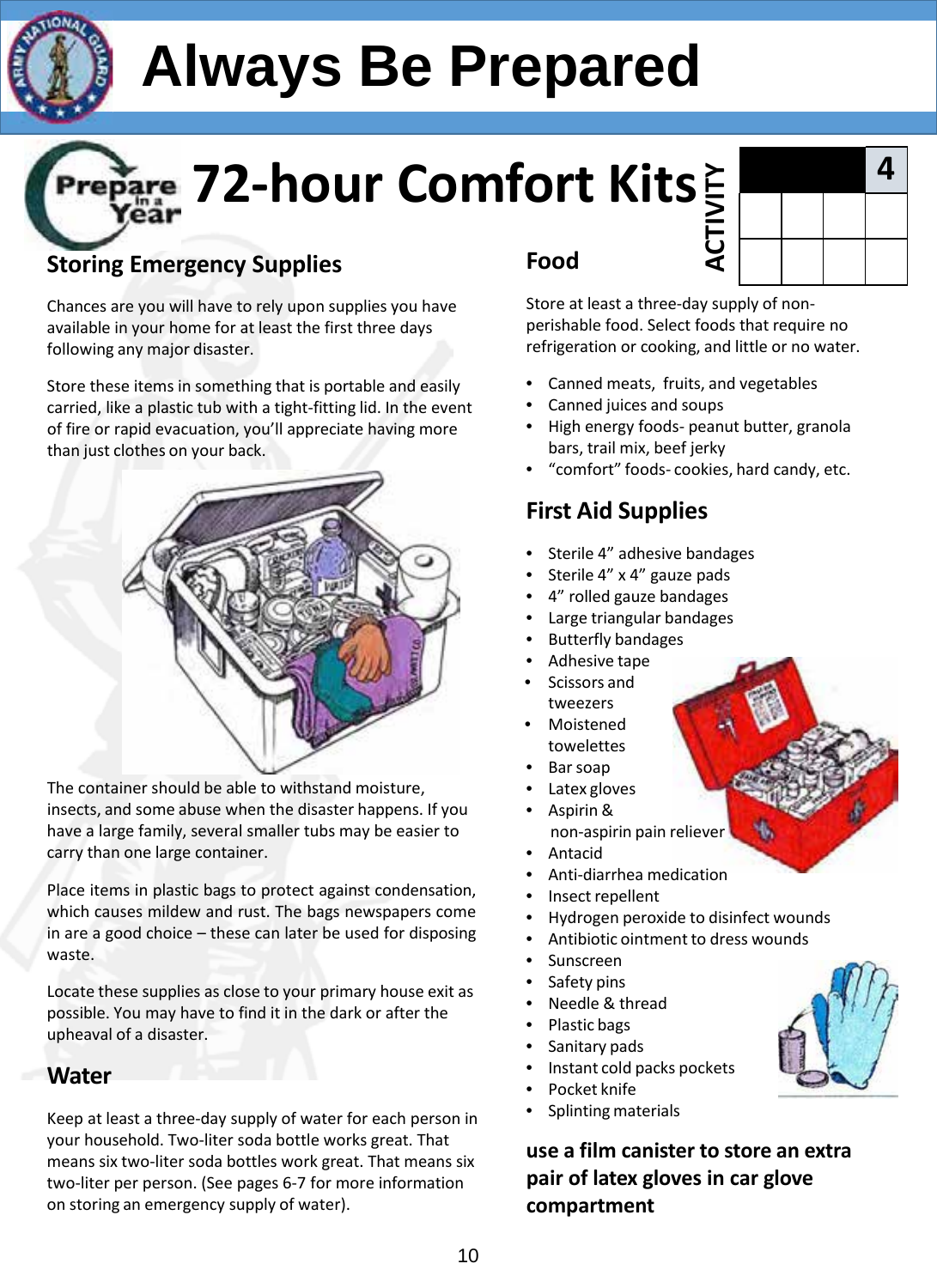# Always Be Prepared

# 72-hour Comfort Kits

ACTIVITY 4

## Storing Emergency Supplies

Chances are you will have to rely upon supplies you have available in your home for at least the first three days following any major disaster.

Store these items in something that is portable and easily carried, like a plastic tub with a tight-fitting lid. In the event of fire or rapid evacuation, you'll appreciate having more than just clothes on your back.

The container should be able to withstand moisture, insects, and some abuse when the disaster happens. If you have a large family, several smaller tubs may be easier to carry than one large container.

Place items in plastic bags to protect against condensation, which causes mildew and rust. The bags newspapers come in are a good choice – these can later be used for disposing waste.

Locate these supplies as close to your primary house exit as possible. You may have to find it in the dark or after the upheaval of a disaster.

## Water

Keep at least a three-day supply of water for each person in your household. Two-liter soda bottle works great. That means six two-liter soda bottles work great. That means six two-liter per person. (See pages 6-7 for more information on storing an emergency supply of water).

## Food

Store at least a three-day supply of non-perishable food. Select foods that require no refrigeration or cooking, and little or no water.

- Canned meats, fruits, and vegetables
- Canned juices and soups
- High energy foods- peanut butter, granola bars, trail mix, beef jerky
- "comfort" foods- cookies, hard candy, etc.

## First Aid Supplies

- Sterile 4" adhesive bandages
- Sterile 4" x 4" gauze pads
- 4" rolled gauze bandages
- Large triangular bandages
- Butterfly bandages
- Adhesive tape
- Scissors and tweezers
- Moistened towelettes
- Bar soap
- Latex gloves
- Aspirin & non-aspirin pain reliever
- Antacid
- Anti-diarrhea medication
- Insect repellent
- Hydrogen peroxide to disinfect wounds
- Antibiotic ointment to dress wounds
- Sunscreen
- Safety pins
- Needle & thread
- Plastic bags
- Sanitary pads
- Instant cold packs pockets
- Pocket knife
- Splinting materials

**use a film canister to store an extra pair of latex gloves in car glove compartment**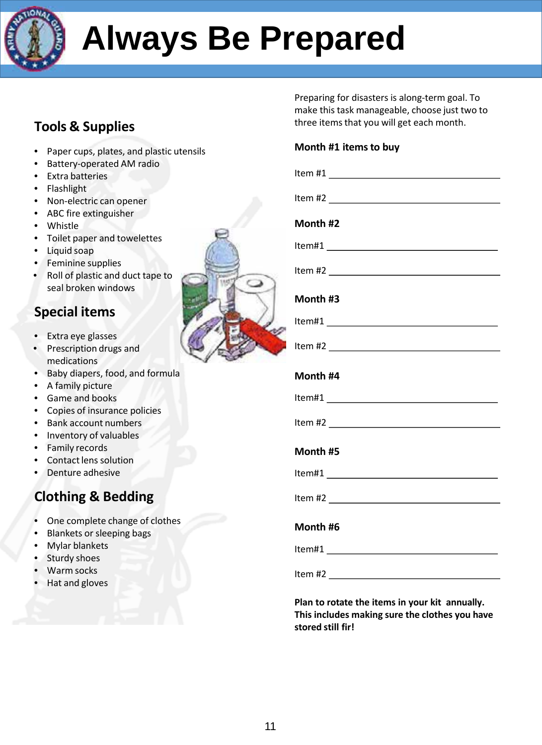# Always Be Prepared

## Tools & Supplies

- Paper cups, plates, and plastic utensils
- Battery-operated AM radio
- Extra batteries
- Flashlight
- Non-electric can opener
- ABC fire extinguisher
- Whistle
- Toilet paper and towelettes
- Liquid soap
- Feminine supplies
- Roll of plastic and duct tape to seal broken windows

## Special items

- Extra eye glasses
- Prescription drugs and medications
- Baby diapers, food, and formula
- A family picture
- Game and books
- Copies of insurance policies
- Bank account numbers
- Inventory of valuables
- Family records
- Contact lens solution
- Denture adhesive

## Clothing & Bedding

- One complete change of clothes
- Blankets or sleeping bags
- Mylar blankets
- Sturdy shoes
- Warm socks
- Hat and gloves

Preparing for disasters is along-term goal. To make this task manageable, choose just two to three items that you will get each month.

**Month #1 items to buy**

Item #1 ______________________________

Item #2 ______________________________

**Month #2**

Item#1 ______________________________

Item #2 ______________________________

**Month #3**

Item#1 ______________________________

Item #2 ______________________________

**Month #4**

Item#1 ______________________________

Item #2 ______________________________

**Month #5**

Item#1 ______________________________

Item #2 ______________________________

**Month #6**

Item#1 ______________________________

Item #2 ______________________________

**Plan to rotate the items in your kit annually. This includes making sure the clothes you have stored still fir!**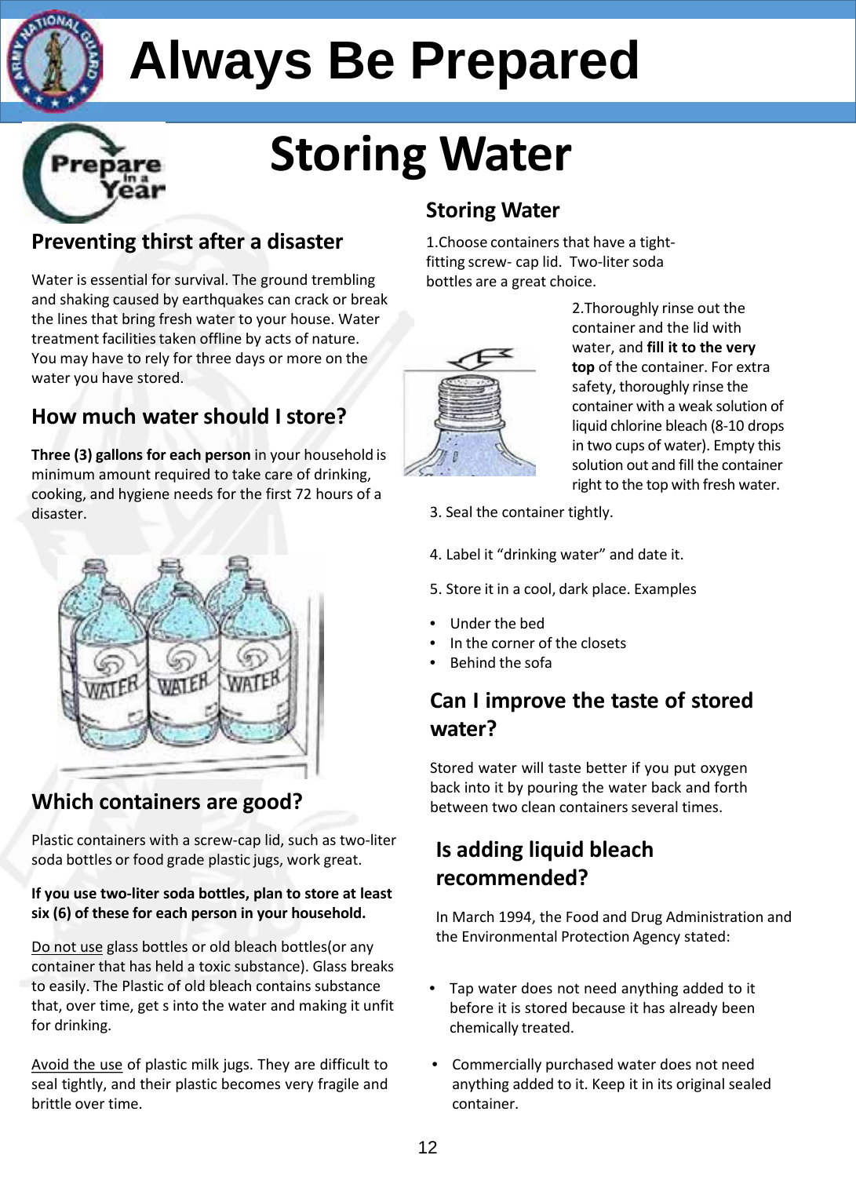# Always Be Prepared

# Storing Water

## Preventing thirst after a disaster

Water is essential for survival. The ground trembling and shaking caused by earthquakes can crack or break the lines that bring fresh water to your house. Water treatment facilities taken offline by acts of nature. You may have to rely for three days or more on the water you have stored.

## How much water should I store?

**Three (3) gallons for each person** in your household is minimum amount required to take care of drinking, cooking, and hygiene needs for the first 72 hours of a disaster.

## Which containers are good?

Plastic containers with a screw-cap lid, such as two-liter soda bottles or food grade plastic jugs, work great.

**If you use two-liter soda bottles, plan to store at least six (6) of these for each person in your household.**

<u>Do not use</u> glass bottles or old bleach bottles(or any container that has held a toxic substance). Glass breaks to easily. The Plastic of old bleach contains substance that, over time, get s into the water and making it unfit for drinking.

<u>Avoid the use</u> of plastic milk jugs. They are difficult to seal tightly, and their plastic becomes very fragile and brittle over time.

## Storing Water

1.Choose containers that have a tight-fitting screw- cap lid. Two-liter soda bottles are a great choice.

2.Thoroughly rinse out the container and the lid with water, and **fill it to the very top** of the container. For extra safety, thoroughly rinse the container with a weak solution of liquid chlorine bleach (8-10 drops in two cups of water). Empty this solution out and fill the container right to the top with fresh water.

3. Seal the container tightly.

4. Label it "drinking water" and date it.

5. Store it in a cool, dark place. Examples

- Under the bed
- In the corner of the closets
- Behind the sofa

## Can I improve the taste of stored water?

Stored water will taste better if you put oxygen back into it by pouring the water back and forth between two clean containers several times.

## Is adding liquid bleach recommended?

In March 1994, the Food and Drug Administration and the Environmental Protection Agency stated:

- Tap water does not need anything added to it before it is stored because it has already been chemically treated.
- Commercially purchased water does not need anything added to it. Keep it in its original sealed container.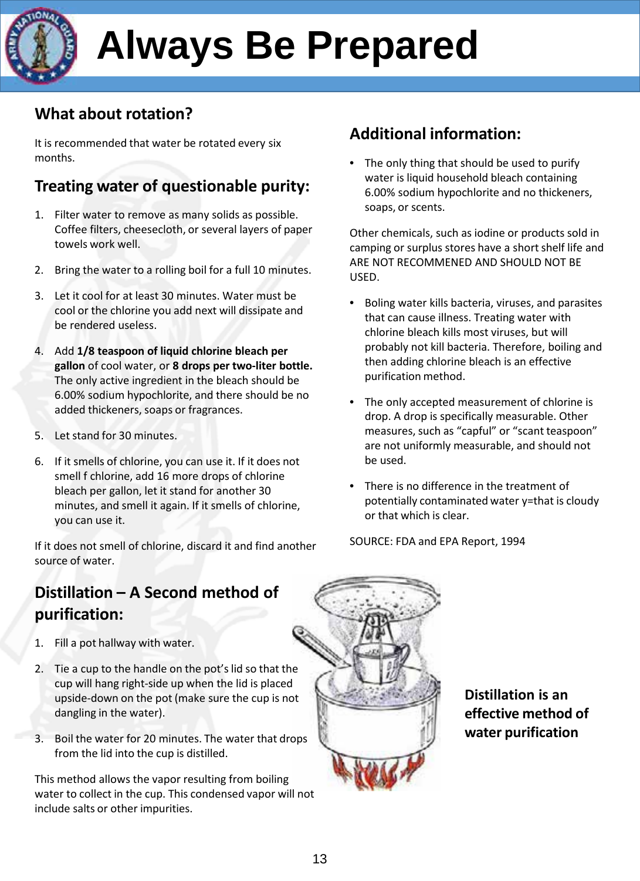# Always Be Prepared

## What about rotation?

It is recommended that water be rotated every six months.

## Treating water of questionable purity:

1. Filter water to remove as many solids as possible. Coffee filters, cheesecloth, or several layers of paper towels work well.
2. Bring the water to a rolling boil for a full 10 minutes.
3. Let it cool for at least 30 minutes. Water must be cool or the chlorine you add next will dissipate and be rendered useless.
4. Add **1/8 teaspoon of liquid chlorine bleach per gallon** of cool water, or **8 drops per two-liter bottle.** The only active ingredient in the bleach should be 6.00% sodium hypochlorite, and there should be no added thickeners, soaps or fragrances.
5. Let stand for 30 minutes.
6. If it smells of chlorine, you can use it. If it does not smell f chlorine, add 16 more drops of chlorine bleach per gallon, let it stand for another 30 minutes, and smell it again. If it smells of chlorine, you can use it.

If it does not smell of chlorine, discard it and find another source of water.

## Distillation – A Second method of purification:

1. Fill a pot hallway with water.
2. Tie a cup to the handle on the pot's lid so that the cup will hang right-side up when the lid is placed upside-down on the pot (make sure the cup is not dangling in the water).
3. Boil the water for 20 minutes. The water that drops from the lid into the cup is distilled.

This method allows the vapor resulting from boiling water to collect in the cup. This condensed vapor will not include salts or other impurities.

**Distillation is an effective method of water purification**

## Additional information:

- The only thing that should be used to purify water is liquid household bleach containing 6.00% sodium hypochlorite and no thickeners, soaps, or scents.

Other chemicals, such as iodine or products sold in camping or surplus stores have a short shelf life and ARE NOT RECOMMENED AND SHOULD NOT BE USED.

- Boling water kills bacteria, viruses, and parasites that can cause illness. Treating water with chlorine bleach kills most viruses, but will probably not kill bacteria. Therefore, boiling and then adding chlorine bleach is an effective purification method.
- The only accepted measurement of chlorine is drop. A drop is specifically measurable. Other measures, such as "capful" or "scant teaspoon" are not uniformly measurable, and should not be used.
- There is no difference in the treatment of potentially contaminated water y=that is cloudy or that which is clear.

SOURCE: FDA and EPA Report, 1994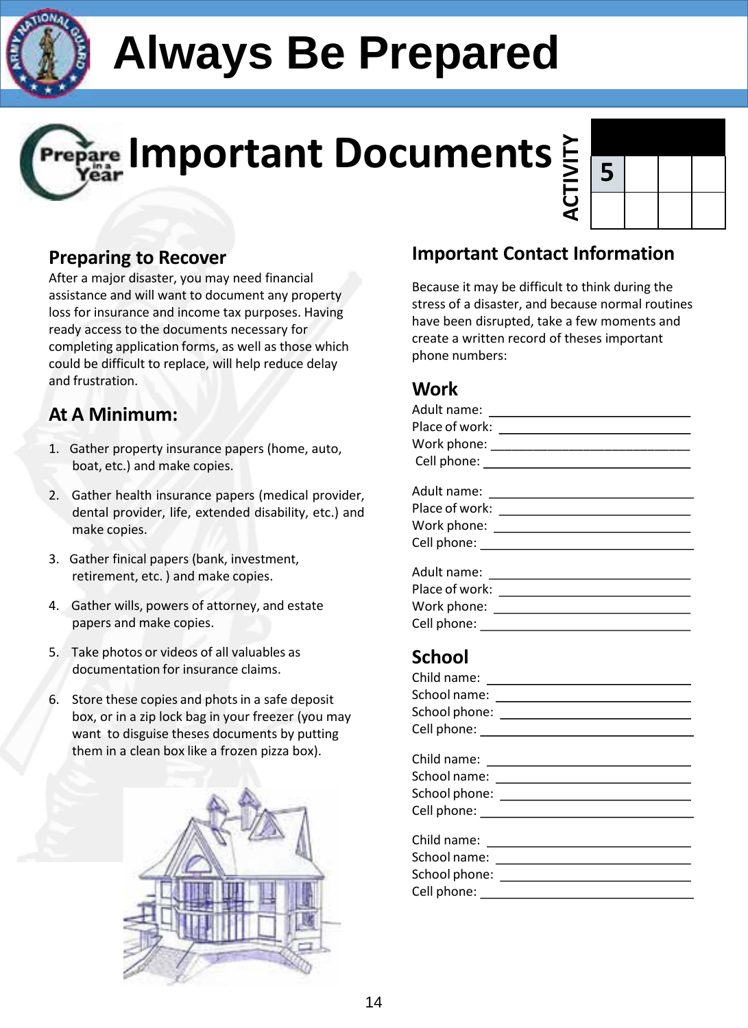# Always Be Prepared

# Important Documents

ACTIVITY 5

## Preparing to Recover

After a major disaster, you may need financial assistance and will want to document any property loss for insurance and income tax purposes. Having ready access to the documents necessary for completing application forms, as well as those which could be difficult to replace, will help reduce delay and frustration.

## At A Minimum:

1. Gather property insurance papers (home, auto, boat, etc.) and make copies.
2. Gather health insurance papers (medical provider, dental provider, life, extended disability, etc.) and make copies.
3. Gather finical papers (bank, investment, retirement, etc. ) and make copies.
4. Gather wills, powers of attorney, and estate papers and make copies.
5. Take photos or videos of all valuables as documentation for insurance claims.
6. Store these copies and phots in a safe deposit box, or in a zip lock bag in your freezer (you may want to disguise theses documents by putting them in a clean box like a frozen pizza box).

## Important Contact Information

Because it may be difficult to think during the stress of a disaster, and because normal routines have been disrupted, take a few moments and create a written record of theses important phone numbers:

### Work

Adult name: ______________________________
Place of work: ______________________________
Work phone: ______________________________
Cell phone: ______________________________

Adult name: ______________________________
Place of work: ______________________________
Work phone: ______________________________
Cell phone: ______________________________

Adult name: ______________________________
Place of work: ______________________________
Work phone: ______________________________
Cell phone: ______________________________

### School

Child name: ______________________________
School name: ______________________________
School phone: ______________________________
Cell phone: ______________________________

Child name: ______________________________
School name: ______________________________
School phone: ______________________________
Cell phone: ______________________________

Child name: ______________________________
School name: ______________________________
School phone: ______________________________
Cell phone: ______________________________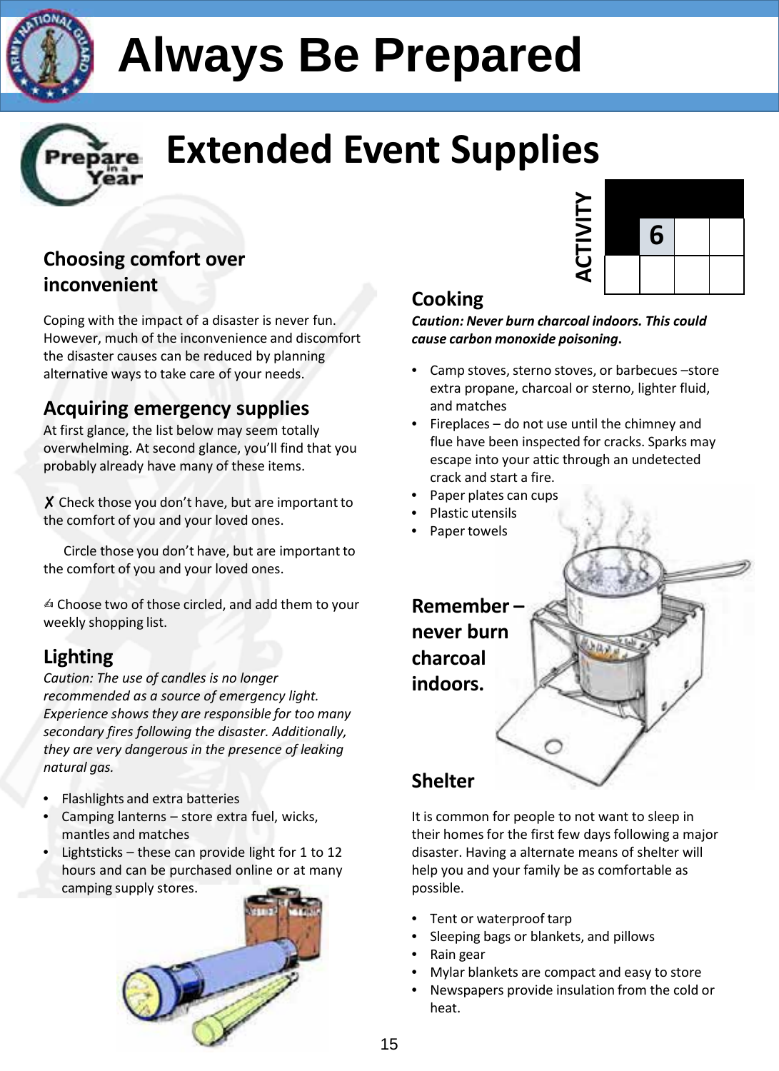# Always Be Prepared

# Extended Event Supplies

ACTIVITY 6

## Choosing comfort over inconvenient

Coping with the impact of a disaster is never fun. However, much of the inconvenience and discomfort the disaster causes can be reduced by planning alternative ways to take care of your needs.

## Acquiring emergency supplies

At first glance, the list below may seem totally overwhelming. At second glance, you'll find that you probably already have many of these items.

✗ Check those you don't have, but are important to the comfort of you and your loved ones.

Circle those you don't have, but are important to the comfort of you and your loved ones.

✍ Choose two of those circled, and add them to your weekly shopping list.

## Lighting

*Caution: The use of candles is no longer recommended as a source of emergency light. Experience shows they are responsible for too many secondary fires following the disaster. Additionally, they are very dangerous in the presence of leaking natural gas.*

- Flashlights and extra batteries
- Camping lanterns – store extra fuel, wicks, mantles and matches
- Lightsticks – these can provide light for 1 to 12 hours and can be purchased online or at many camping supply stores.

## Cooking

***Caution: Never burn charcoal indoors. This could cause carbon monoxide poisoning*.**

- Camp stoves, sterno stoves, or barbecues –store extra propane, charcoal or sterno, lighter fluid, and matches
- Fireplaces – do not use until the chimney and flue have been inspected for cracks. Sparks may escape into your attic through an undetected crack and start a fire.
- Paper plates can cups
- Plastic utensils
- Paper towels

**Remember – never burn charcoal indoors.**

## Shelter

It is common for people to not want to sleep in their homes for the first few days following a major disaster. Having a alternate means of shelter will help you and your family be as comfortable as possible.

- Tent or waterproof tarp
- Sleeping bags or blankets, and pillows
- Rain gear
- Mylar blankets are compact and easy to store
- Newspapers provide insulation from the cold or heat.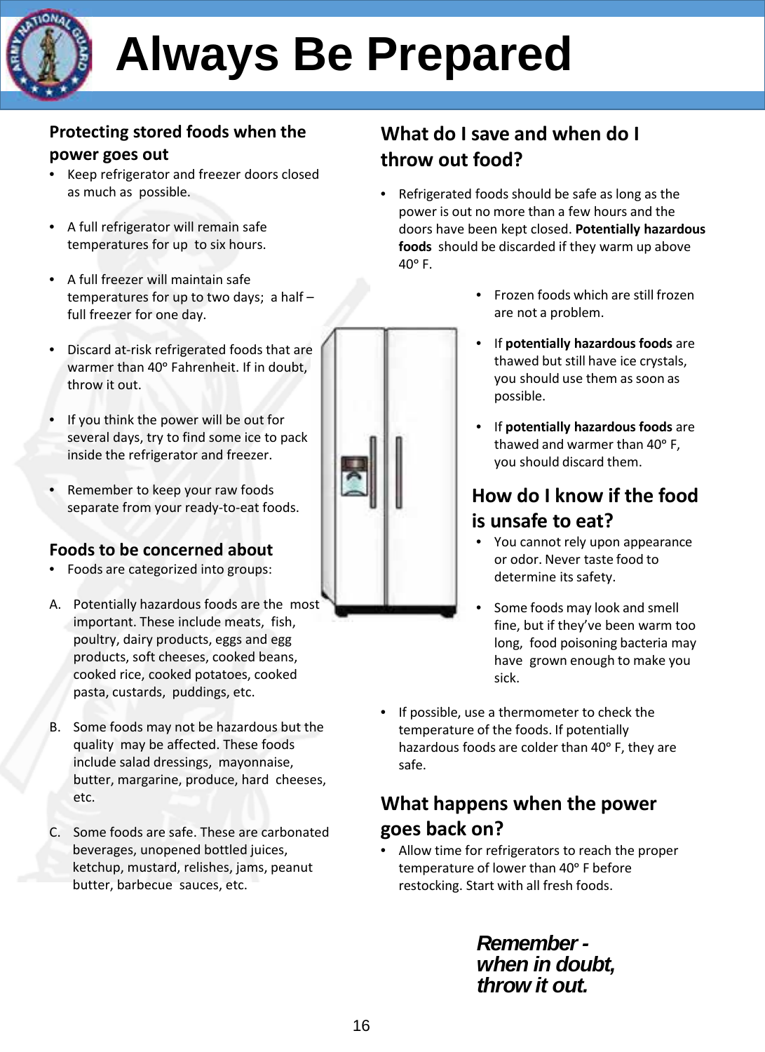# Always Be Prepared

## Protecting stored foods when the power goes out

- Keep refrigerator and freezer doors closed as much as possible.
- A full refrigerator will remain safe temperatures for up to six hours.
- A full freezer will maintain safe temperatures for up to two days; a half – full freezer for one day.
- Discard at-risk refrigerated foods that are warmer than 40° Fahrenheit. If in doubt, throw it out.
- If you think the power will be out for several days, try to find some ice to pack inside the refrigerator and freezer.
- Remember to keep your raw foods separate from your ready-to-eat foods.

## Foods to be concerned about

- Foods are categorized into groups:

A. Potentially hazardous foods are the most important. These include meats, fish, poultry, dairy products, eggs and egg products, soft cheeses, cooked beans, cooked rice, cooked potatoes, cooked pasta, custards, puddings, etc.

B. Some foods may not be hazardous but the quality may be affected. These foods include salad dressings, mayonnaise, butter, margarine, produce, hard cheeses, etc.

C. Some foods are safe. These are carbonated beverages, unopened bottled juices, ketchup, mustard, relishes, jams, peanut butter, barbecue sauces, etc.

## What do I save and when do I throw out food?

- Refrigerated foods should be safe as long as the power is out no more than a few hours and the doors have been kept closed. **Potentially hazardous foods** should be discarded if they warm up above 40° F.
- Frozen foods which are still frozen are not a problem.
- If **potentially hazardous foods** are thawed but still have ice crystals, you should use them as soon as possible.
- If **potentially hazardous foods** are thawed and warmer than 40° F, you should discard them.

## How do I know if the food is unsafe to eat?

- You cannot rely upon appearance or odor. Never taste food to determine its safety.
- Some foods may look and smell fine, but if they've been warm too long, food poisoning bacteria may have grown enough to make you sick.
- If possible, use a thermometer to check the temperature of the foods. If potentially hazardous foods are colder than 40° F, they are safe.

## What happens when the power goes back on?

- Allow time for refrigerators to reach the proper temperature of lower than 40° F before restocking. Start with all fresh foods.

***Remember - when in doubt, throw it out.***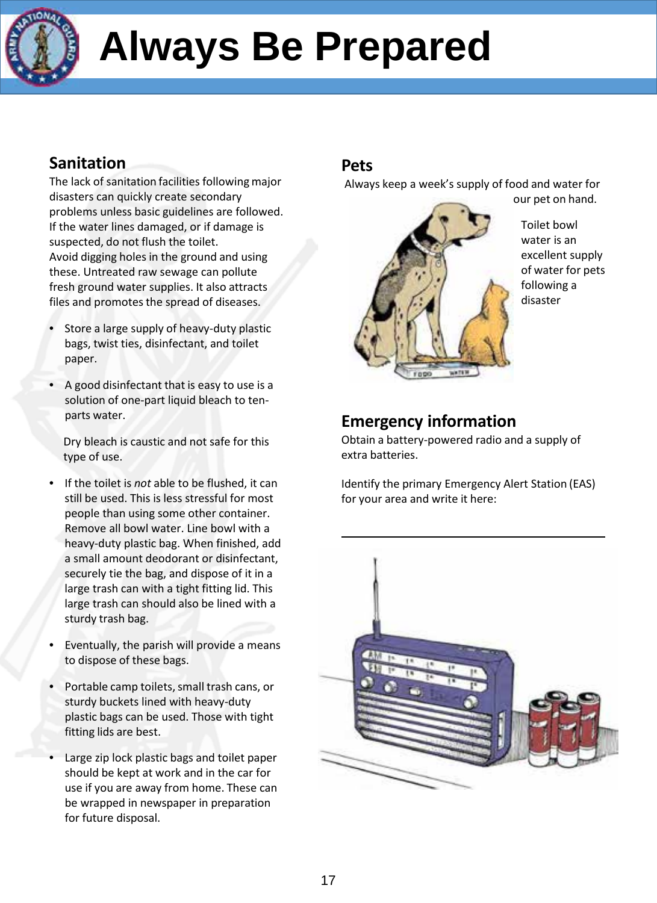# Always Be Prepared

## Sanitation

The lack of sanitation facilities following major disasters can quickly create secondary problems unless basic guidelines are followed. If the water lines damaged, or if damage is suspected, do not flush the toilet. Avoid digging holes in the ground and using these. Untreated raw sewage can pollute fresh ground water supplies. It also attracts files and promotes the spread of diseases.

- Store a large supply of heavy-duty plastic bags, twist ties, disinfectant, and toilet paper.
- A good disinfectant that is easy to use is a solution of one-part liquid bleach to ten-parts water.

  Dry bleach is caustic and not safe for this type of use.
- If the toilet is *not* able to be flushed, it can still be used. This is less stressful for most people than using some other container. Remove all bowl water. Line bowl with a heavy-duty plastic bag. When finished, add a small amount deodorant or disinfectant, securely tie the bag, and dispose of it in a large trash can with a tight fitting lid. This large trash can should also be lined with a sturdy trash bag.
- Eventually, the parish will provide a means to dispose of these bags.
- Portable camp toilets, small trash cans, or sturdy buckets lined with heavy-duty plastic bags can be used. Those with tight fitting lids are best.
- Large zip lock plastic bags and toilet paper should be kept at work and in the car for use if you are away from home. These can be wrapped in newspaper in preparation for future disposal.

## Pets

Always keep a week's supply of food and water for our pet on hand.

Toilet bowl water is an excellent supply of water for pets following a disaster

## Emergency information

Obtain a battery-powered radio and a supply of extra batteries.

Identify the primary Emergency Alert Station (EAS) for your area and write it here:

\_\_\_\_\_\_\_\_\_\_\_\_\_\_\_\_\_\_\_\_\_\_\_\_\_\_\_\_\_\_\_\_\_\_\_\_\_\_\_\_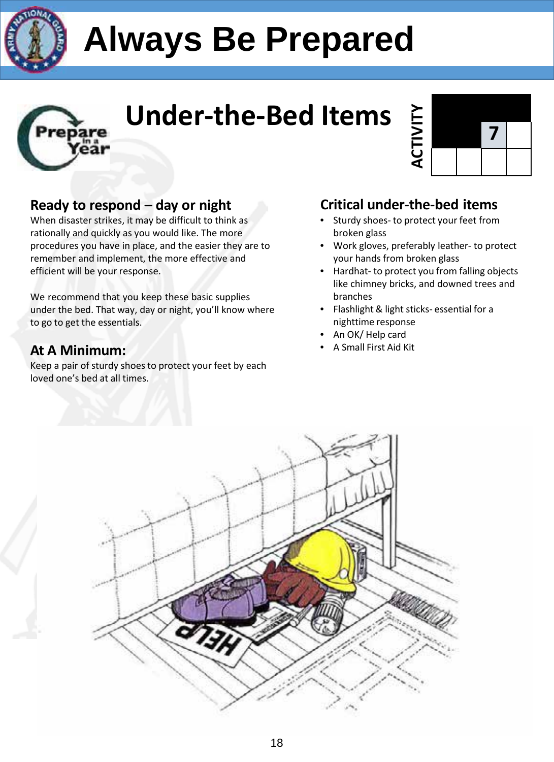# Always Be Prepared

## Under-the-Bed Items

ACTIVITY 7

### Ready to respond – day or night

When disaster strikes, it may be difficult to think as rationally and quickly as you would like. The more procedures you have in place, and the easier they are to remember and implement, the more effective and efficient will be your response.

We recommend that you keep these basic supplies under the bed. That way, day or night, you'll know where to go to get the essentials.

### At A Minimum:

Keep a pair of sturdy shoes to protect your feet by each loved one's bed at all times.

### Critical under-the-bed items

- Sturdy shoes- to protect your feet from broken glass
- Work gloves, preferably leather- to protect your hands from broken glass
- Hardhat- to protect you from falling objects like chimney bricks, and downed trees and branches
- Flashlight & light sticks- essential for a nighttime response
- An OK/ Help card
- A Small First Aid Kit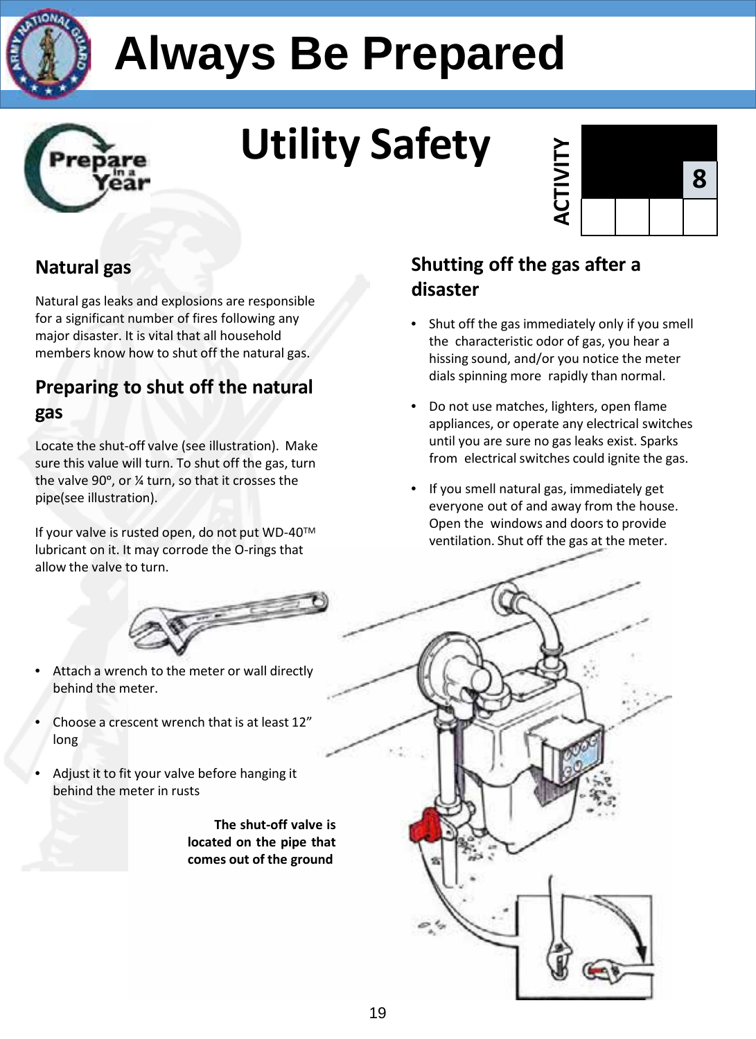# Always Be Prepared

## Utility Safety

ACTIVITY 8

### Natural gas

Natural gas leaks and explosions are responsible for a significant number of fires following any major disaster. It is vital that all household members know how to shut off the natural gas.

### Preparing to shut off the natural gas

Locate the shut-off valve (see illustration). Make sure this value will turn. To shut off the gas, turn the valve 90°, or ¼ turn, so that it crosses the pipe(see illustration).

If your valve is rusted open, do not put WD-40TM lubricant on it. It may corrode the O-rings that allow the valve to turn.

- Attach a wrench to the meter or wall directly behind the meter.
- Choose a crescent wrench that is at least 12" long
- Adjust it to fit your valve before hanging it behind the meter in rusts

**The shut-off valve is located on the pipe that comes out of the ground**

### Shutting off the gas after a disaster

- Shut off the gas immediately only if you smell the characteristic odor of gas, you hear a hissing sound, and/or you notice the meter dials spinning more rapidly than normal.
- Do not use matches, lighters, open flame appliances, or operate any electrical switches until you are sure no gas leaks exist. Sparks from electrical switches could ignite the gas.
- If you smell natural gas, immediately get everyone out of and away from the house. Open the windows and doors to provide ventilation. Shut off the gas at the meter.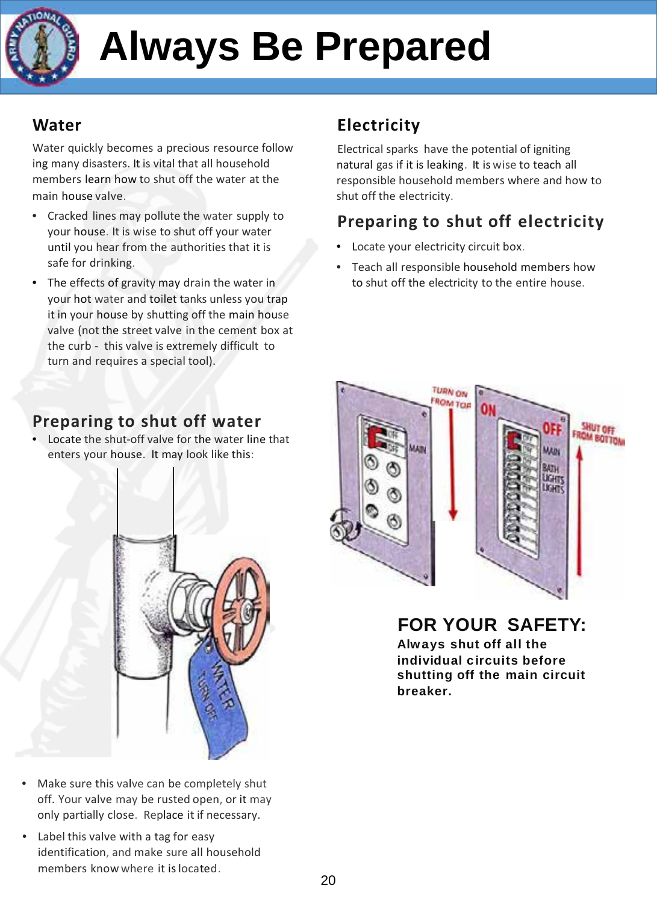# Always Be Prepared

## Water

Water quickly becomes a precious resource following many disasters. It is vital that all household members learn how to shut off the water at the main house valve.

- Cracked lines may pollute the water supply to your house. It is wise to shut off your water until you hear from the authorities that it is safe for drinking.
- The effects of gravity may drain the water in your hot water and toilet tanks unless you trap it in your house by shutting off the main house valve (not the street valve in the cement box at the curb - this valve is extremely difficult to turn and requires a special tool).

## Preparing to shut off water

- Locate the shut-off valve for the water line that enters your house. It may look like this:

- Make sure this valve can be completely shut off. Your valve may be rusted open, or it may only partially close. Replace it if necessary.
- Label this valve with a tag for easy identification, and make sure all household members know where it is located.

## Electricity

Electrical sparks have the potential of igniting natural gas if it is leaking. It is wise to teach all responsible household members where and how to shut off the electricity.

## Preparing to shut off electricity

- Locate your electricity circuit box.
- Teach all responsible household members how to shut off the electricity to the entire house.

**FOR YOUR SAFETY:**

**Always shut off all the individual circuits before shutting off the main circuit breaker.**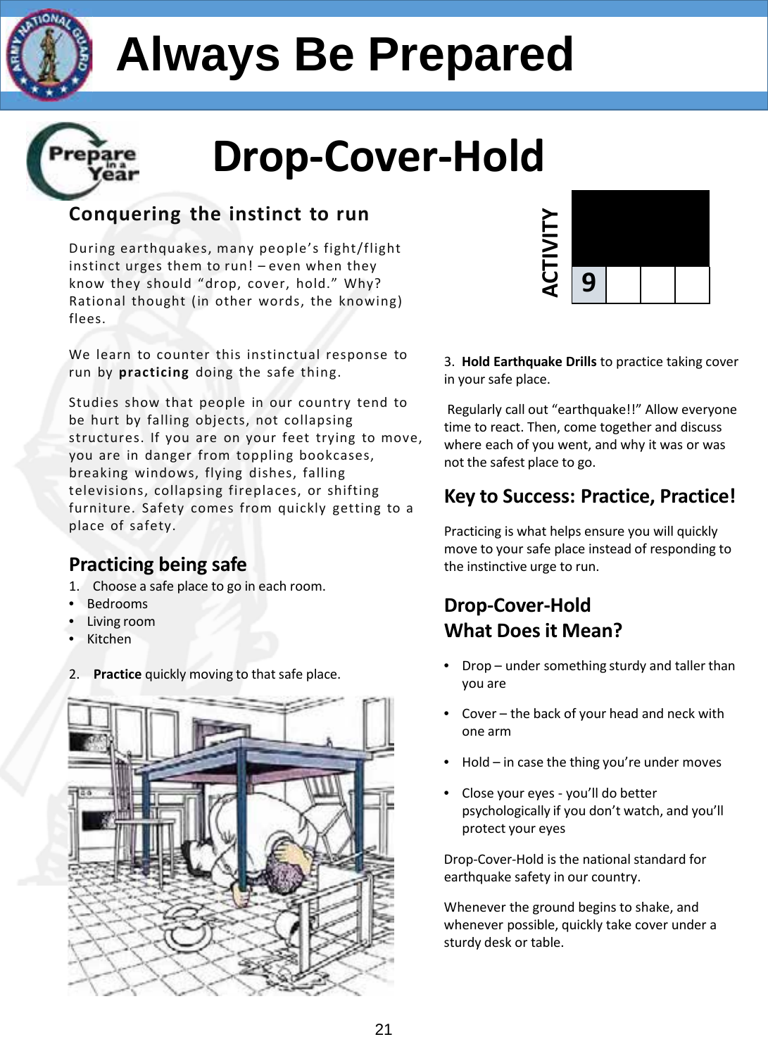# Always Be Prepared

# Drop-Cover-Hold

ACTIVITY 9

## Conquering the instinct to run

During earthquakes, many people's fight/flight instinct urges them to run! – even when they know they should "drop, cover, hold." Why? Rational thought (in other words, the knowing) flees.

We learn to counter this instinctual response to run by **practicing** doing the safe thing.

Studies show that people in our country tend to be hurt by falling objects, not collapsing structures. If you are on your feet trying to move, you are in danger from toppling bookcases, breaking windows, flying dishes, falling televisions, collapsing fireplaces, or shifting furniture. Safety comes from quickly getting to a place of safety.

## Practicing being safe

1. Choose a safe place to go in each room.
   - Bedrooms
   - Living room
   - Kitchen

2. **Practice** quickly moving to that safe place.

3. **Hold Earthquake Drills** to practice taking cover in your safe place.

Regularly call out "earthquake!!" Allow everyone time to react. Then, come together and discuss where each of you went, and why it was or was not the safest place to go.

## Key to Success: Practice, Practice!

Practicing is what helps ensure you will quickly move to your safe place instead of responding to the instinctive urge to run.

## Drop-Cover-Hold What Does it Mean?

- Drop – under something sturdy and taller than you are
- Cover – the back of your head and neck with one arm
- Hold – in case the thing you're under moves
- Close your eyes - you'll do better psychologically if you don't watch, and you'll protect your eyes

Drop-Cover-Hold is the national standard for earthquake safety in our country.

Whenever the ground begins to shake, and whenever possible, quickly take cover under a sturdy desk or table.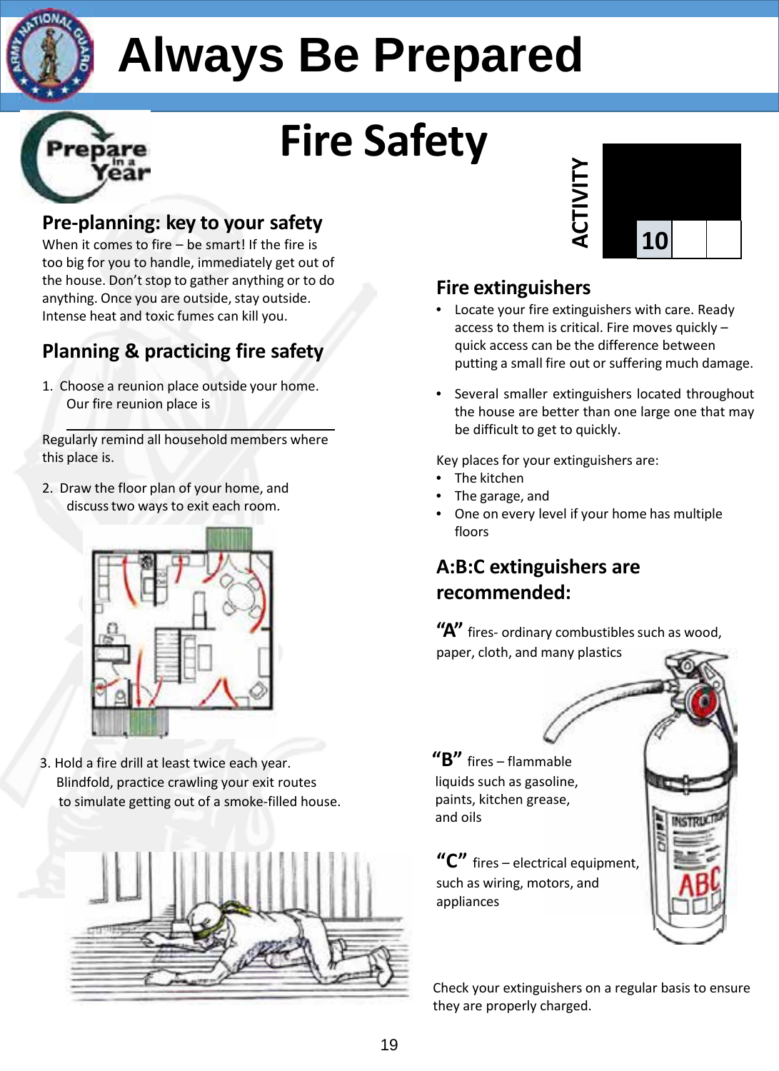# Always Be Prepared

# Fire Safety

ACTIVITY 10

## Pre-planning: key to your safety

When it comes to fire – be smart! If the fire is too big for you to handle, immediately get out of the house. Don't stop to gather anything or to do anything. Once you are outside, stay outside. Intense heat and toxic fumes can kill you.

## Planning & practicing fire safety

1. Choose a reunion place outside your home.
   Our fire reunion place is

   ______________________________

Regularly remind all household members where this place is.

2. Draw the floor plan of your home, and discuss two ways to exit each room.

3. Hold a fire drill at least twice each year. Blindfold, practice crawling your exit routes to simulate getting out of a smoke-filled house.

## Fire extinguishers

- Locate your fire extinguishers with care. Ready access to them is critical. Fire moves quickly – quick access can be the difference between putting a small fire out or suffering much damage.
- Several smaller extinguishers located throughout the house are better than one large one that may be difficult to get to quickly.

Key places for your extinguishers are:

- The kitchen
- The garage, and
- One on every level if your home has multiple floors

## A:B:C extinguishers are recommended:

**"A"** fires- ordinary combustibles such as wood, paper, cloth, and many plastics

**"B"** fires – flammable liquids such as gasoline, paints, kitchen grease, and oils

**"C"** fires – electrical equipment, such as wiring, motors, and appliances

Check your extinguishers on a regular basis to ensure they are properly charged.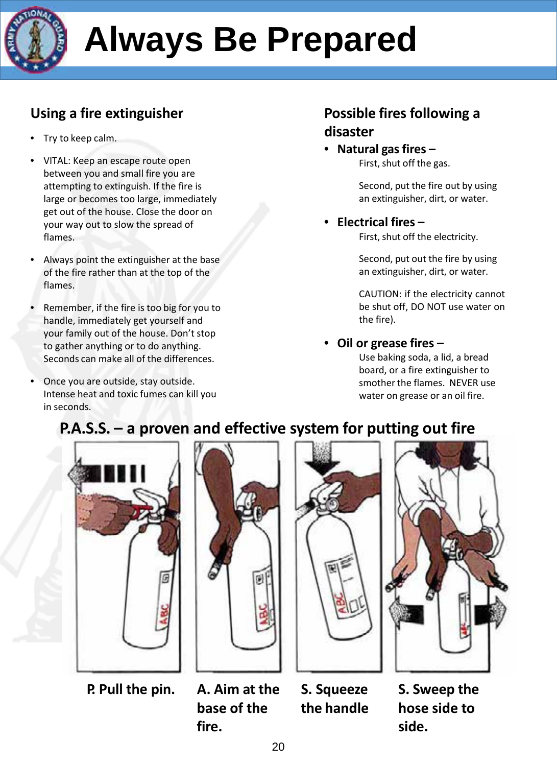# Always Be Prepared

## Using a fire extinguisher

- Try to keep calm.
- VITAL: Keep an escape route open between you and small fire you are attempting to extinguish. If the fire is large or becomes too large, immediately get out of the house. Close the door on your way out to slow the spread of flames.
- Always point the extinguisher at the base of the fire rather than at the top of the flames.
- Remember, if the fire is too big for you to handle, immediately get yourself and your family out of the house. Don't stop to gather anything or to do anything. Seconds can make all of the differences.
- Once you are outside, stay outside. Intense heat and toxic fumes can kill you in seconds.

## Possible fires following a disaster

- **Natural gas fires –**

  First, shut off the gas.

  Second, put the fire out by using an extinguisher, dirt, or water.

- **Electrical fires –**

  First, shut off the electricity.

  Second, put out the fire by using an extinguisher, dirt, or water.

  CAUTION: if the electricity cannot be shut off, DO NOT use water on the fire).

- **Oil or grease fires –**

  Use baking soda, a lid, a bread board, or a fire extinguisher to smother the flames. NEVER use water on grease or an oil fire.

## P.A.S.S. – a proven and effective system for putting out fire

**P. Pull the pin.**

**A. Aim at the base of the fire.**

**S. Squeeze the handle**

**S. Sweep the hose side to side.**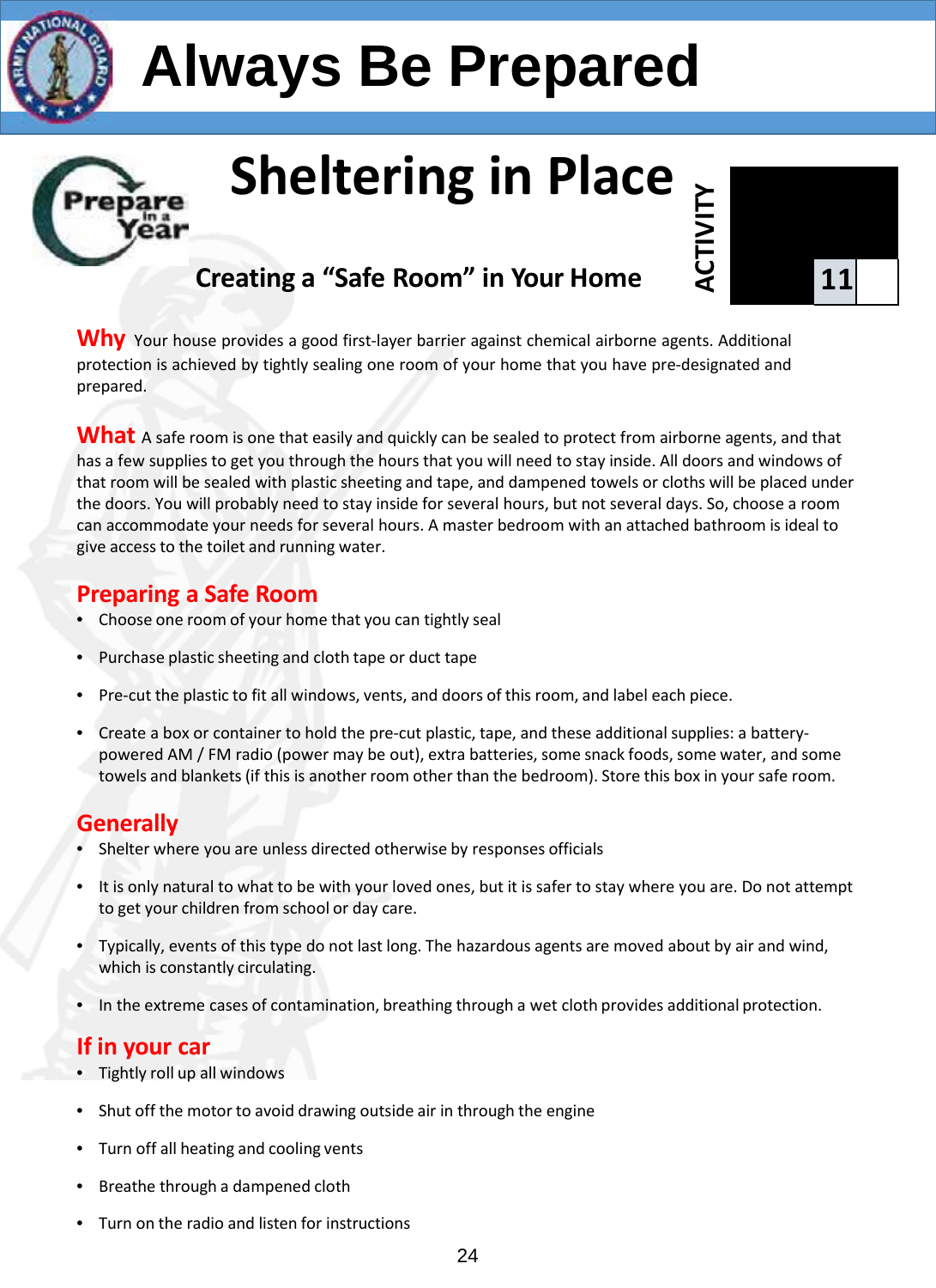# Always Be Prepared

## Sheltering in Place

### Creating a "Safe Room" in Your Home

ACTIVITY 11

**Why** Your house provides a good first-layer barrier against chemical airborne agents. Additional protection is achieved by tightly sealing one room of your home that you have pre-designated and prepared.

**What** A safe room is one that easily and quickly can be sealed to protect from airborne agents, and that has a few supplies to get you through the hours that you will need to stay inside. All doors and windows of that room will be sealed with plastic sheeting and tape, and dampened towels or cloths will be placed under the doors. You will probably need to stay inside for several hours, but not several days. So, choose a room can accommodate your needs for several hours. A master bedroom with an attached bathroom is ideal to give access to the toilet and running water.

### Preparing a Safe Room

- Choose one room of your home that you can tightly seal
- Purchase plastic sheeting and cloth tape or duct tape
- Pre-cut the plastic to fit all windows, vents, and doors of this room, and label each piece.
- Create a box or container to hold the pre-cut plastic, tape, and these additional supplies: a battery-powered AM / FM radio (power may be out), extra batteries, some snack foods, some water, and some towels and blankets (if this is another room other than the bedroom). Store this box in your safe room.

### Generally

- Shelter where you are unless directed otherwise by responses officials
- It is only natural to what to be with your loved ones, but it is safer to stay where you are. Do not attempt to get your children from school or day care.
- Typically, events of this type do not last long. The hazardous agents are moved about by air and wind, which is constantly circulating.
- In the extreme cases of contamination, breathing through a wet cloth provides additional protection.

### If in your car

- Tightly roll up all windows
- Shut off the motor to avoid drawing outside air in through the engine
- Turn off all heating and cooling vents
- Breathe through a dampened cloth
- Turn on the radio and listen for instructions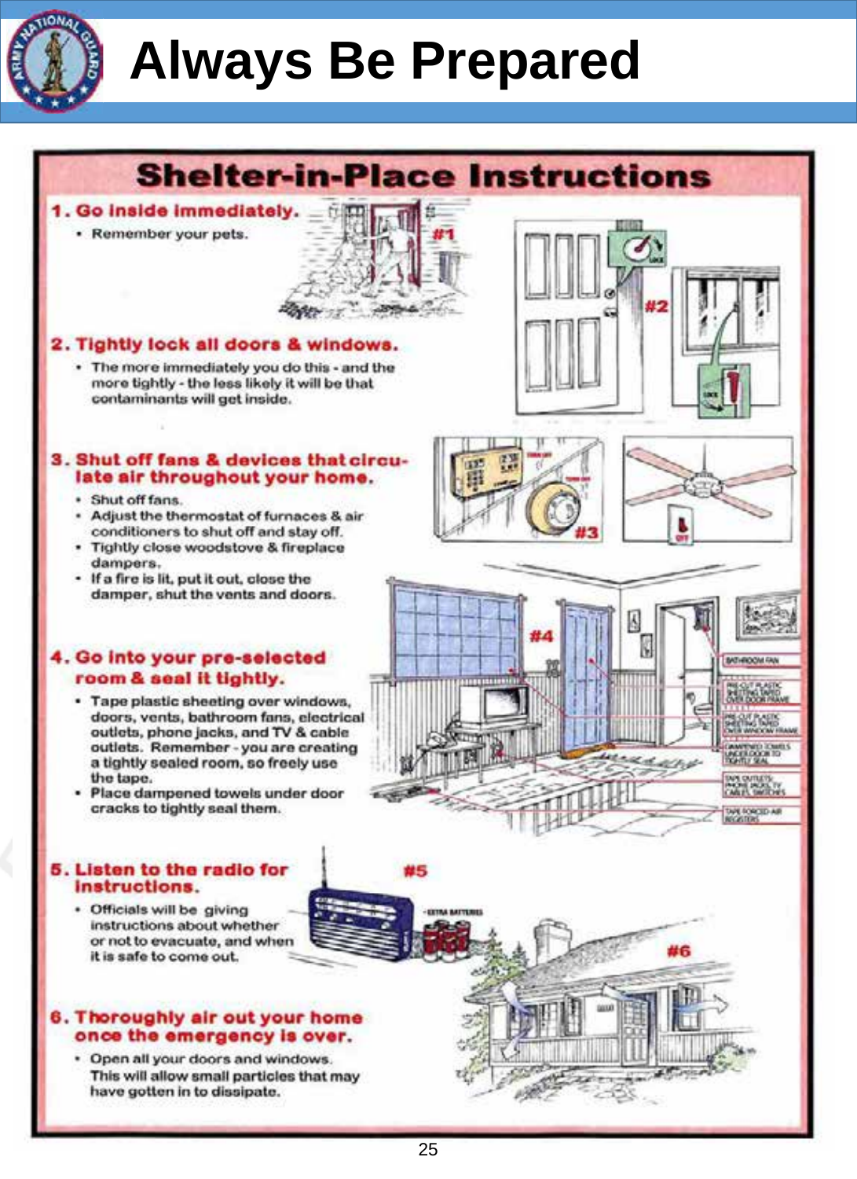# Always Be Prepared

## Shelter-in-Place Instructions

**1. Go inside immediately.**

- Remember your pets.

**2. Tightly lock all doors & windows.**

- The more immediately you do this - and the more tightly - the less likely it will be that contaminants will get inside.

**3. Shut off fans & devices that circulate air throughout your home.**

- Shut off fans.
- Adjust the thermostat of furnaces & air conditioners to shut off and stay off.
- Tightly close woodstove & fireplace dampers.
- If a fire is lit, put it out, close the damper, shut the vents and doors.

**4. Go into your pre-selected room & seal it tightly.**

- Tape plastic sheeting over windows, doors, vents, bathroom fans, electrical outlets, phone jacks, and TV & cable outlets. Remember - you are creating a tightly sealed room, so freely use the tape.
- Place dampened towels under door cracks to tightly seal them.

**5. Listen to the radio for instructions.**

- Officials will be giving instructions about whether or not to evacuate, and when it is safe to come out.

**6. Thoroughly air out your home once the emergency is over.**

- Open all your doors and windows. This will allow small particles that may have gotten in to dissipate.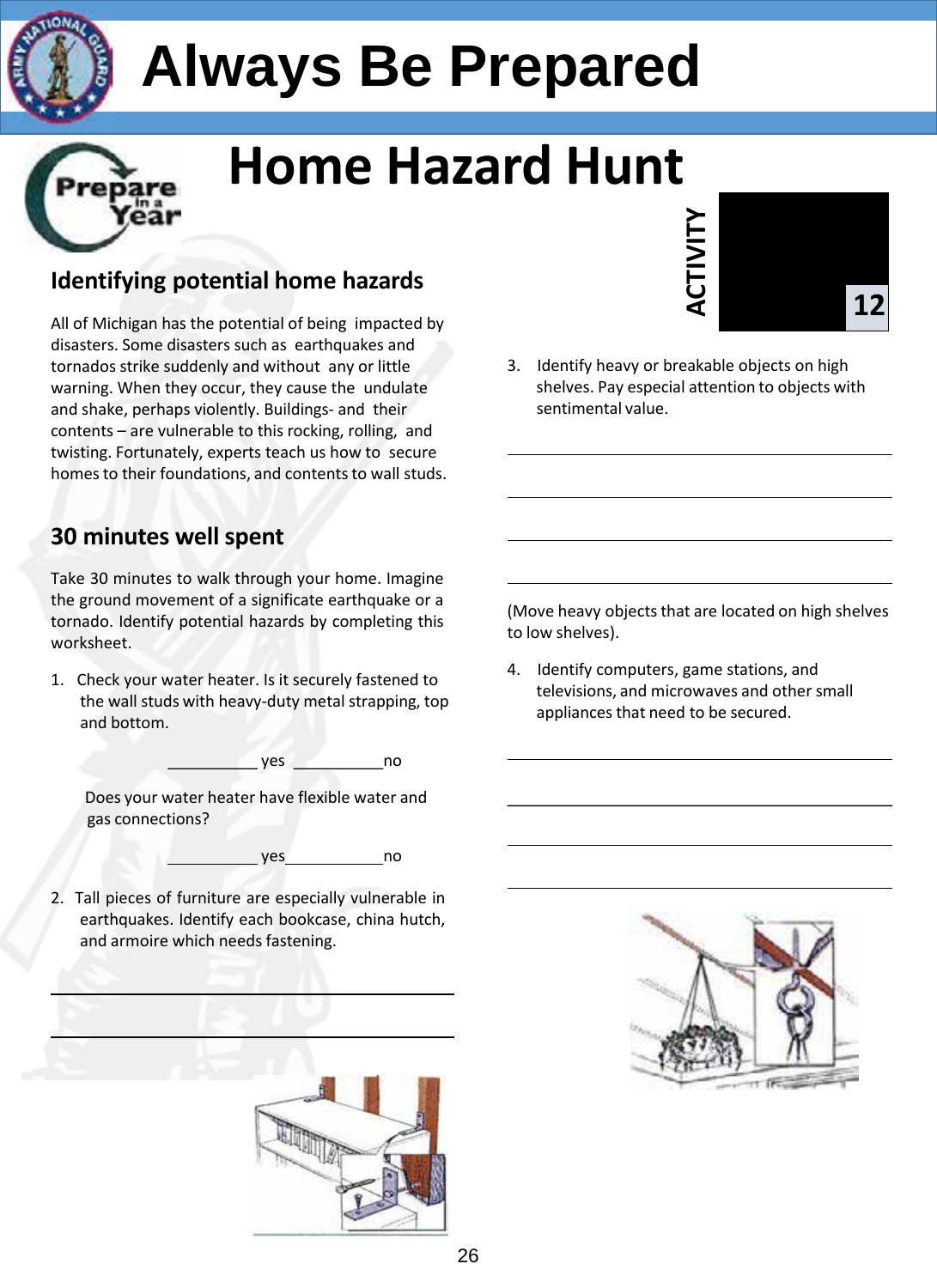# Always Be Prepared

# Home Hazard Hunt

ACTIVITY 12

## Identifying potential home hazards

All of Michigan has the potential of being impacted by disasters. Some disasters such as earthquakes and tornados strike suddenly and without any or little warning. When they occur, they cause the undulate and shake, perhaps violently. Buildings- and their contents – are vulnerable to this rocking, rolling, and twisting. Fortunately, experts teach us how to secure homes to their foundations, and contents to wall studs.

## 30 minutes well spent

Take 30 minutes to walk through your home. Imagine the ground movement of a significate earthquake or a tornado. Identify potential hazards by completing this worksheet.

1. Check your water heater. Is it securely fastened to the wall studs with heavy-duty metal strapping, top and bottom.

   __________ yes __________no

   Does your water heater have flexible water and gas connections?

   __________ yes__________no

2. Tall pieces of furniture are especially vulnerable in earthquakes. Identify each bookcase, china hutch, and armoire which needs fastening.

   ______________________________________________

   ______________________________________________

3. Identify heavy or breakable objects on high shelves. Pay especial attention to objects with sentimental value.

   ______________________________________________

   ______________________________________________

   ______________________________________________

   ______________________________________________

(Move heavy objects that are located on high shelves to low shelves).

4. Identify computers, game stations, and televisions, and microwaves and other small appliances that need to be secured.

   ______________________________________________

   ______________________________________________

   ______________________________________________

   ______________________________________________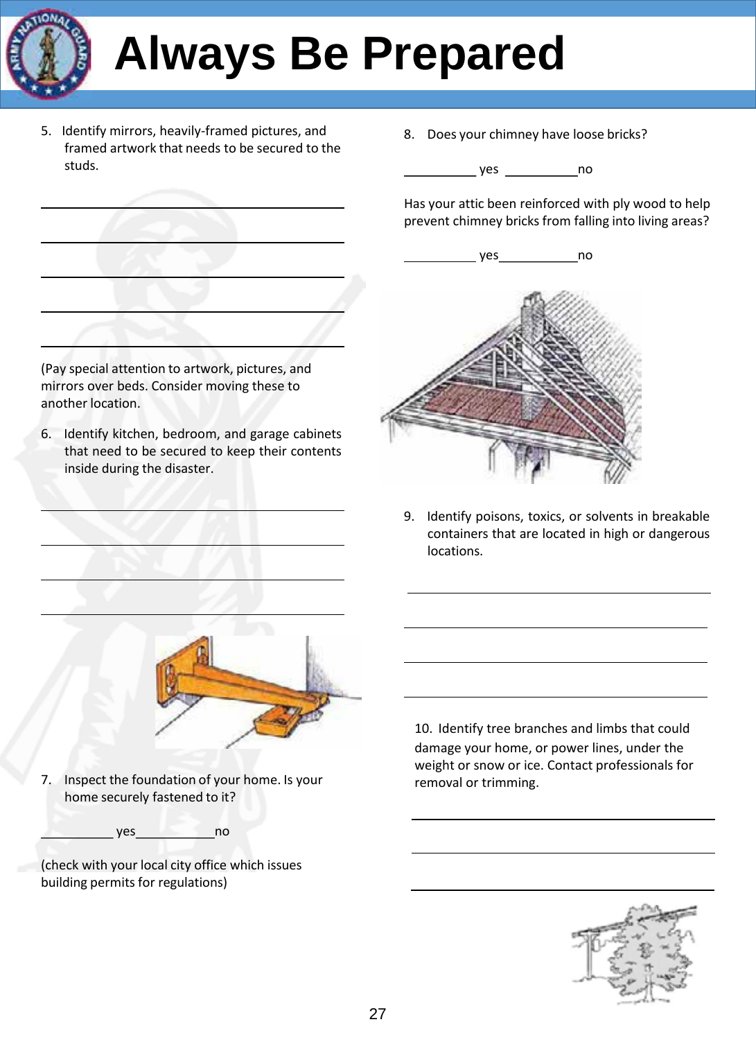# Always Be Prepared

5. Identify mirrors, heavily-framed pictures, and framed artwork that needs to be secured to the studs.

\_\_\_\_\_\_\_\_\_\_\_\_\_\_\_\_\_\_\_\_\_\_\_\_\_\_\_\_\_\_\_\_\_\_\_\_\_\_\_\_

\_\_\_\_\_\_\_\_\_\_\_\_\_\_\_\_\_\_\_\_\_\_\_\_\_\_\_\_\_\_\_\_\_\_\_\_\_\_\_\_

\_\_\_\_\_\_\_\_\_\_\_\_\_\_\_\_\_\_\_\_\_\_\_\_\_\_\_\_\_\_\_\_\_\_\_\_\_\_\_\_

\_\_\_\_\_\_\_\_\_\_\_\_\_\_\_\_\_\_\_\_\_\_\_\_\_\_\_\_\_\_\_\_\_\_\_\_\_\_\_\_

\_\_\_\_\_\_\_\_\_\_\_\_\_\_\_\_\_\_\_\_\_\_\_\_\_\_\_\_\_\_\_\_\_\_\_\_\_\_\_\_

(Pay special attention to artwork, pictures, and mirrors over beds. Consider moving these to another location.

6. Identify kitchen, bedroom, and garage cabinets that need to be secured to keep their contents inside during the disaster.

\_\_\_\_\_\_\_\_\_\_\_\_\_\_\_\_\_\_\_\_\_\_\_\_\_\_\_\_\_\_\_\_\_\_\_\_\_\_\_\_

\_\_\_\_\_\_\_\_\_\_\_\_\_\_\_\_\_\_\_\_\_\_\_\_\_\_\_\_\_\_\_\_\_\_\_\_\_\_\_\_

\_\_\_\_\_\_\_\_\_\_\_\_\_\_\_\_\_\_\_\_\_\_\_\_\_\_\_\_\_\_\_\_\_\_\_\_\_\_\_\_

\_\_\_\_\_\_\_\_\_\_\_\_\_\_\_\_\_\_\_\_\_\_\_\_\_\_\_\_\_\_\_\_\_\_\_\_\_\_\_\_

7. Inspect the foundation of your home. Is your home securely fastened to it?

\_\_\_\_\_\_\_\_\_\_ yes \_\_\_\_\_\_\_\_\_\_\_ no

(check with your local city office which issues building permits for regulations)

8. Does your chimney have loose bricks?

\_\_\_\_\_\_\_\_\_\_ yes \_\_\_\_\_\_\_\_\_\_ no

Has your attic been reinforced with ply wood to help prevent chimney bricks from falling into living areas?

\_\_\_\_\_\_\_\_\_\_ yes \_\_\_\_\_\_\_\_\_\_\_ no

9. Identify poisons, toxics, or solvents in breakable containers that are located in high or dangerous locations.

\_\_\_\_\_\_\_\_\_\_\_\_\_\_\_\_\_\_\_\_\_\_\_\_\_\_\_\_\_\_\_\_\_\_\_\_\_\_\_\_

\_\_\_\_\_\_\_\_\_\_\_\_\_\_\_\_\_\_\_\_\_\_\_\_\_\_\_\_\_\_\_\_\_\_\_\_\_\_\_\_

\_\_\_\_\_\_\_\_\_\_\_\_\_\_\_\_\_\_\_\_\_\_\_\_\_\_\_\_\_\_\_\_\_\_\_\_\_\_\_\_

\_\_\_\_\_\_\_\_\_\_\_\_\_\_\_\_\_\_\_\_\_\_\_\_\_\_\_\_\_\_\_\_\_\_\_\_\_\_\_\_

10. Identify tree branches and limbs that could damage your home, or power lines, under the weight or snow or ice. Contact professionals for removal or trimming.

\_\_\_\_\_\_\_\_\_\_\_\_\_\_\_\_\_\_\_\_\_\_\_\_\_\_\_\_\_\_\_\_\_\_\_\_\_\_\_\_

\_\_\_\_\_\_\_\_\_\_\_\_\_\_\_\_\_\_\_\_\_\_\_\_\_\_\_\_\_\_\_\_\_\_\_\_\_\_\_\_

\_\_\_\_\_\_\_\_\_\_\_\_\_\_\_\_\_\_\_\_\_\_\_\_\_\_\_\_\_\_\_\_\_\_\_\_\_\_\_\_